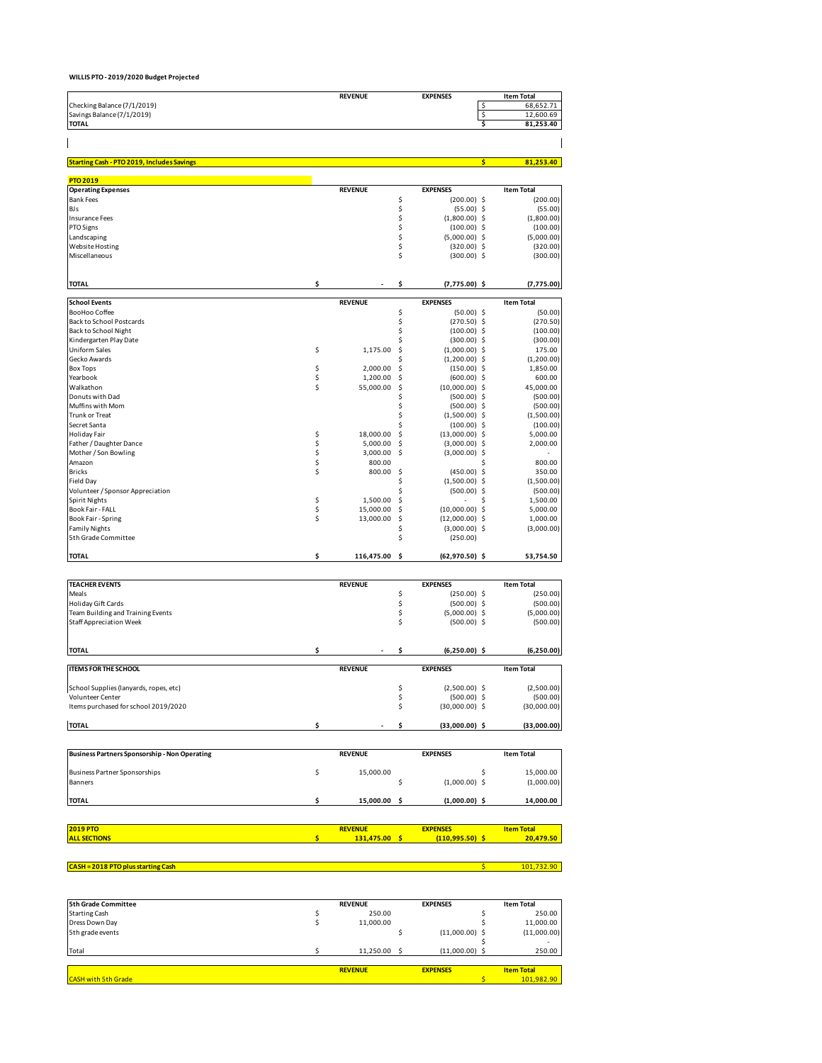**WILLIS PTO - 2019/2020 Budget Projected**

| | REVENUE | EXPENSES | Item Total |
|---|---|---|---|
| Checking Balance (7/1/2019) | | | $ 68,652.71 |
| Savings Balance (7/1/2019) | | | $ 12,600.69 |
| **TOTAL** | | | **$ 81,253.40** |

| | | | |
|---|---|---|---|
| **Starting Cash - PTO 2019, Includes Savings** | | | **$ 81,253.40** |

**PTO 2019**

| Operating Expenses | REVENUE | EXPENSES | Item Total |
|---|---|---|---|
| Bank Fees | | $ (200.00) | $ (200.00) |
| BJs | | $ (55.00) | $ (55.00) |
| Insurance Fees | | $ (1,800.00) | $ (1,800.00) |
| PTO Signs | | $ (100.00) | $ (100.00) |
| Landscaping | | $ (5,000.00) | $ (5,000.00) |
| Website Hosting | | $ (320.00) | $ (320.00) |
| Miscellaneous | | $ (300.00) | $ (300.00) |
| **TOTAL** | **$ -** | **$ (7,775.00)** | **$ (7,775.00)** |

| School Events | REVENUE | EXPENSES | Item Total |
|---|---|---|---|
| BooHoo Coffee | | $ (50.00) | $ (50.00) |
| Back to School Postcards | | $ (270.50) | $ (270.50) |
| Back to School Night | | $ (100.00) | $ (100.00) |
| Kindergarten Play Date | | $ (300.00) | $ (300.00) |
| Uniform Sales | $ 1,175.00 | $ (1,000.00) | $ 175.00 |
| Gecko Awards | | $ (1,200.00) | $ (1,200.00) |
| Box Tops | $ 2,000.00 | $ (150.00) | $ 1,850.00 |
| Yearbook | $ 1,200.00 | $ (600.00) | $ 600.00 |
| Walkathon | $ 55,000.00 | $ (10,000.00) | $ 45,000.00 |
| Donuts with Dad | | $ (500.00) | $ (500.00) |
| Muffins with Mom | | $ (500.00) | $ (500.00) |
| Trunk or Treat | | $ (1,500.00) | $ (1,500.00) |
| Secret Santa | | $ (100.00) | $ (100.00) |
| Holiday Fair | $ 18,000.00 | $ (13,000.00) | $ 5,000.00 |
| Father / Daughter Dance | $ 5,000.00 | $ (3,000.00) | $ 2,000.00 |
| Mother / Son Bowling | $ 3,000.00 | $ (3,000.00) | $ - |
| Amazon | $ 800.00 | | $ 800.00 |
| Bricks | $ 800.00 | $ (450.00) | $ 350.00 |
| Field Day | | $ (1,500.00) | $ (1,500.00) |
| Volunteer / Sponsor Appreciation | | $ (500.00) | $ (500.00) |
| Spirit Nights | $ 1,500.00 | $ - | $ 1,500.00 |
| Book Fair - FALL | $ 15,000.00 | $ (10,000.00) | $ 5,000.00 |
| Book Fair - Spring | $ 13,000.00 | $ (12,000.00) | $ 1,000.00 |
| Family Nights | | $ (3,000.00) | $ (3,000.00) |
| 5th Grade Committee | | $ (250.00) | |
| **TOTAL** | **$ 116,475.00** | **$ (62,970.50)** | **$ 53,754.50** |

| TEACHER EVENTS | REVENUE | EXPENSES | Item Total |
|---|---|---|---|
| Meals | | $ (250.00) | $ (250.00) |
| Holiday Gift Cards | | $ (500.00) | $ (500.00) |
| Team Building and Training Events | | $ (5,000.00) | $ (5,000.00) |
| Staff Appreciation Week | | $ (500.00) | $ (500.00) |
| **TOTAL** | **$ -** | **$ (6,250.00)** | **$ (6,250.00)** |

| ITEMS FOR THE SCHOOL | REVENUE | EXPENSES | Item Total |
|---|---|---|---|
| School Supplies (lanyards, ropes, etc) | | $ (2,500.00) | $ (2,500.00) |
| Volunteer Center | | $ (500.00) | $ (500.00) |
| Items purchased for school 2019/2020 | | $ (30,000.00) | $ (30,000.00) |
| **TOTAL** | **$ -** | **$ (33,000.00)** | **$ (33,000.00)** |

| Business Partners Sponsorship - Non Operating | REVENUE | EXPENSES | Item Total |
|---|---|---|---|
| Business Partner Sponsorships | $ 15,000.00 | | $ 15,000.00 |
| Banners | | $ (1,000.00) | $ (1,000.00) |
| **TOTAL** | **$ 15,000.00** | **$ (1,000.00)** | **$ 14,000.00** |

| 2019 PTO | REVENUE | EXPENSES | Item Total |
|---|---|---|---|
| **ALL SECTIONS** | **$ 131,475.00** | **$ (110,995.50)** | **$ 20,479.50** |

| | | | |
|---|---|---|---|
| **CASH = 2018 PTO plus starting Cash** | | | $ 101,732.90 |

| 5th Grade Committee | REVENUE | EXPENSES | Item Total |
|---|---|---|---|
| Starting Cash | $ 250.00 | | $ 250.00 |
| Dress Down Day | $ 11,000.00 | | $ 11,000.00 |
| 5th grade events | | $ (11,000.00) | $ (11,000.00) |
| | | | $ - |
| Total | $ 11,250.00 | $ (11,000.00) | $ 250.00 |

| | REVENUE | EXPENSES | Item Total |
|---|---|---|---|
| CASH with 5th Grade | | | $ 101,982.90 |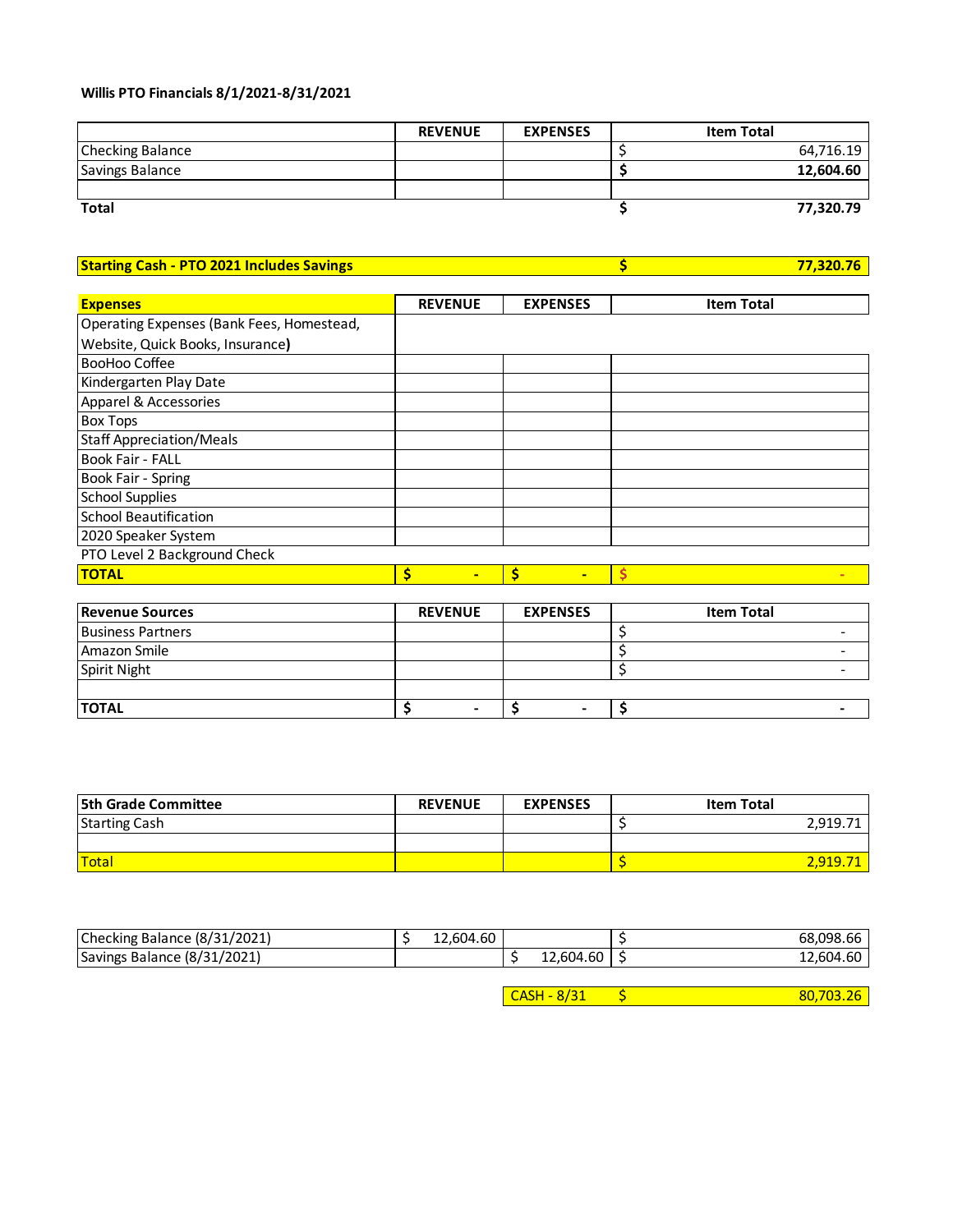**Willis PTO Financials 8/1/2021-8/31/2021**

| | REVENUE | EXPENSES | Item Total |
|---|---|---|---|
| Checking Balance | | | $ 64,716.19 |
| Savings Balance | | | **$ 12,604.60** |
| | | | |
| **Total** | | | **$ 77,320.79** |

| **Starting Cash - PTO 2021 Includes Savings** | | | **$ 77,320.76** |
|---|---|---|---|

| **Expenses** | REVENUE | EXPENSES | Item Total |
|---|---|---|---|
| Operating Expenses (Bank Fees, Homestead, Website, Quick Books, Insurance**)** | | | |
| BooHoo Coffee | | | |
| Kindergarten Play Date | | | |
| Apparel & Accessories | | | |
| Box Tops | | | |
| Staff Appreciation/Meals | | | |
| Book Fair - FALL | | | |
| Book Fair - Spring | | | |
| School Supplies | | | |
| School Beautification | | | |
| 2020 Speaker System | | | |
| PTO Level 2 Background Check | | | |
| **TOTAL** | **$ -** | **$ -** | **$ -** |

| **Revenue Sources** | REVENUE | EXPENSES | Item Total |
|---|---|---|---|
| Business Partners | | | $ - |
| Amazon Smile | | | $ - |
| Spirit Night | | | $ - |
| | | | |
| **TOTAL** | **$ -** | **$ -** | **$ -** |

| **5th Grade Committee** | REVENUE | EXPENSES | Item Total |
|---|---|---|---|
| Starting Cash | | | $ 2,919.71 |
| | | | |
| Total | | | $ 2,919.71 |

| | | | |
|---|---|---|---|
| Checking Balance (8/31/2021) | $ 12,604.60 | | $ 68,098.66 |
| Savings Balance (8/31/2021) | | $ 12,604.60 | $ 12,604.60 |

| CASH - 8/31 | $ 80,703.26 |
|---|---|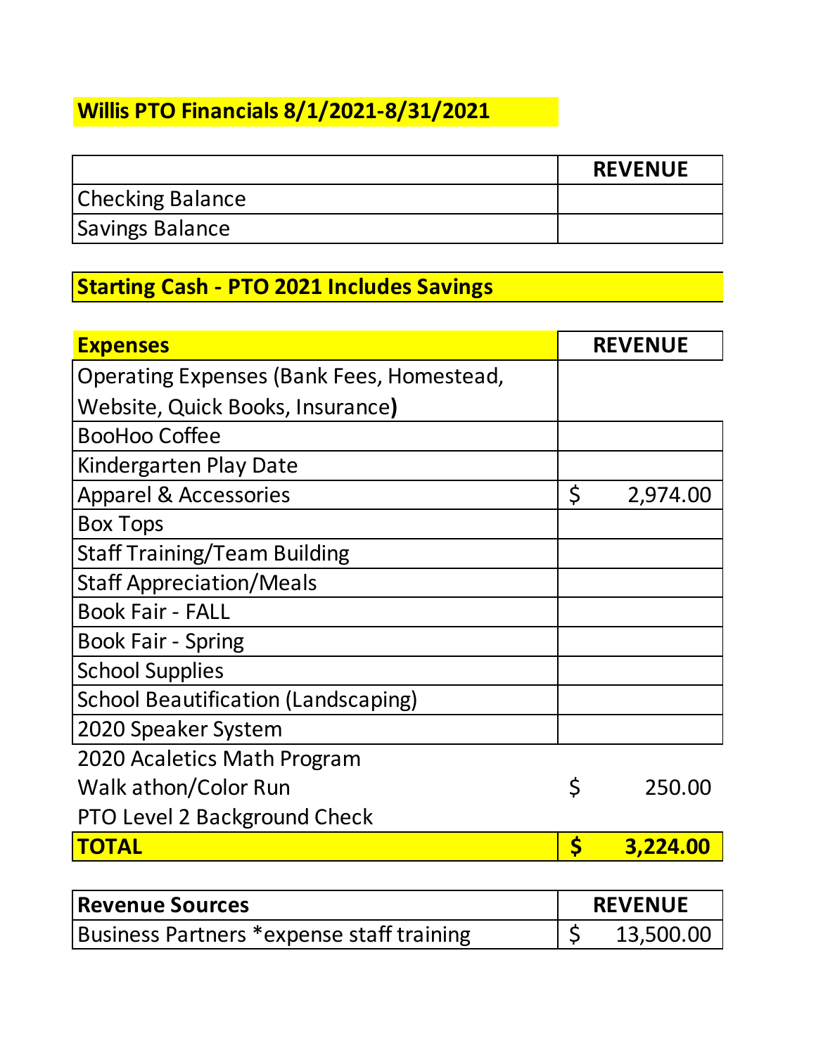## Willis PTO Financials 8/1/2021-8/31/2021

| | REVENUE |
|---|---|
| Checking Balance | |
| Savings Balance | |

**Starting Cash - PTO 2021 Includes Savings**

| **Expenses** | REVENUE |
|---|---|
| Operating Expenses (Bank Fees, Homestead, Website, Quick Books, Insurance**)** | |
| BooHoo Coffee | |
| Kindergarten Play Date | |
| Apparel & Accessories | $ 2,974.00 |
| Box Tops | |
| Staff Training/Team Building | |
| Staff Appreciation/Meals | |
| Book Fair - FALL | |
| Book Fair - Spring | |
| School Supplies | |
| School Beautification (Landscaping) | |
| 2020 Speaker System | |
| 2020 Acaletics Math Program | |
| Walk athon/Color Run | $ 250.00 |
| PTO Level 2 Background Check | |
| **TOTAL** | **$ 3,224.00** |

| **Revenue Sources** | REVENUE |
|---|---|
| Business Partners *expense staff training | $ 13,500.00 |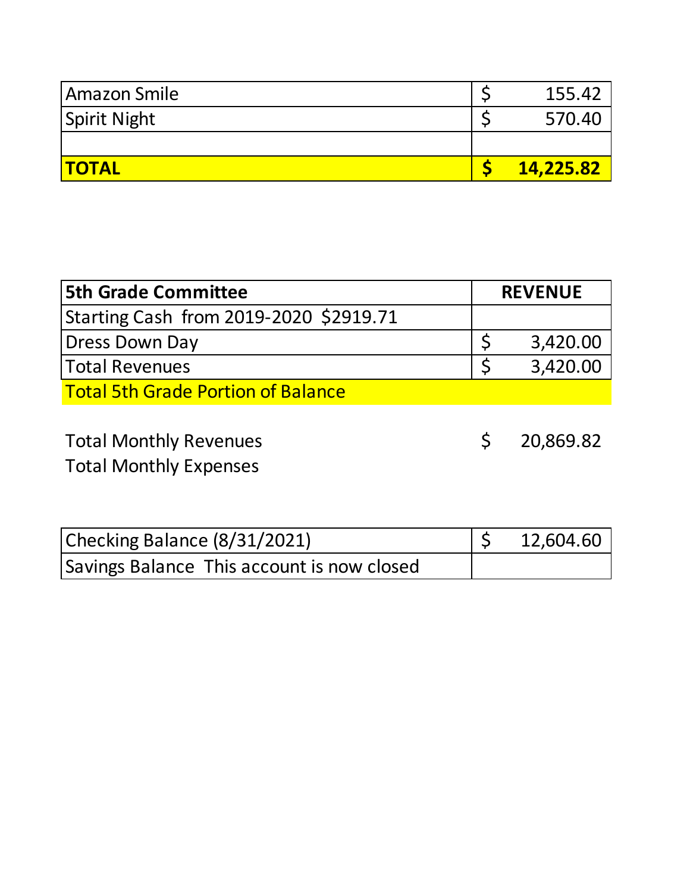| | |
|---|---|
| Amazon Smile | $ 155.42 |
| Spirit Night | $ 570.40 |
| | |
| **TOTAL** | **$ 14,225.82** |

| **5th Grade Committee** | **REVENUE** |
|---|---|
| Starting Cash from 2019-2020 $2919.71 | |
| Dress Down Day | $ 3,420.00 |
| Total Revenues | $ 3,420.00 |
| Total 5th Grade Portion of Balance | |

Total Monthly Revenues $ 20,869.82

Total Monthly Expenses

| | |
|---|---|
| Checking Balance (8/31/2021) | $ 12,604.60 |
| Savings Balance This account is now closed | |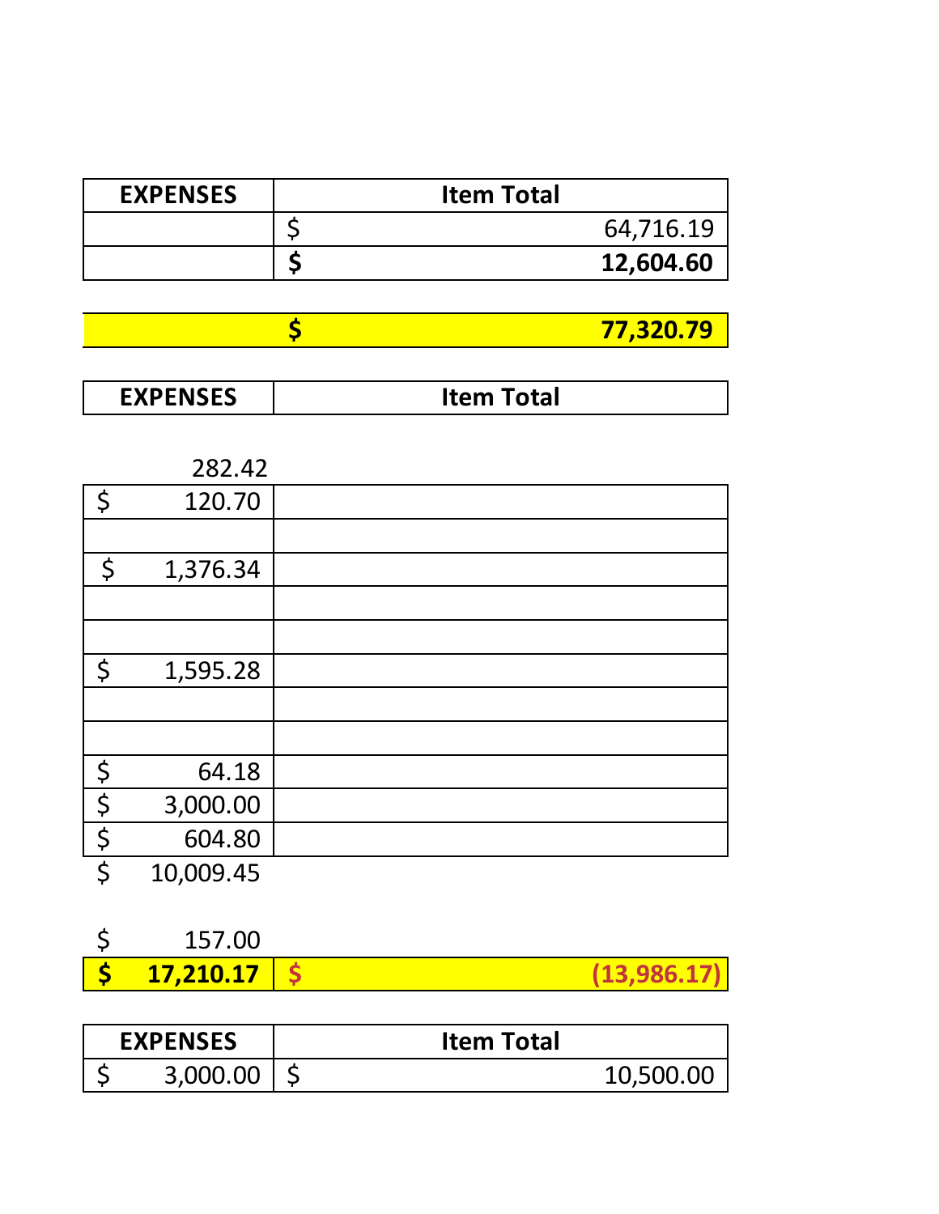| EXPENSES | Item Total |
|---|---|
| | $ 64,716.19 |
| | **$ 12,604.60** |
| | **$ 77,320.79** |

| EXPENSES | Item Total |
|---|---|
| 282.42 | |
| $ 120.70 | |
| | |
| $ 1,376.34 | |
| | |
| | |
| $ 1,595.28 | |
| | |
| | |
| $ 64.18 | |
| $ 3,000.00 | |
| $ 604.80 | |
| $ 10,009.45 | |
| $ 157.00 | |
| **$ 17,210.17** | **$ (13,986.17)** |

| EXPENSES | Item Total |
|---|---|
| $ 3,000.00 | $ 10,500.00 |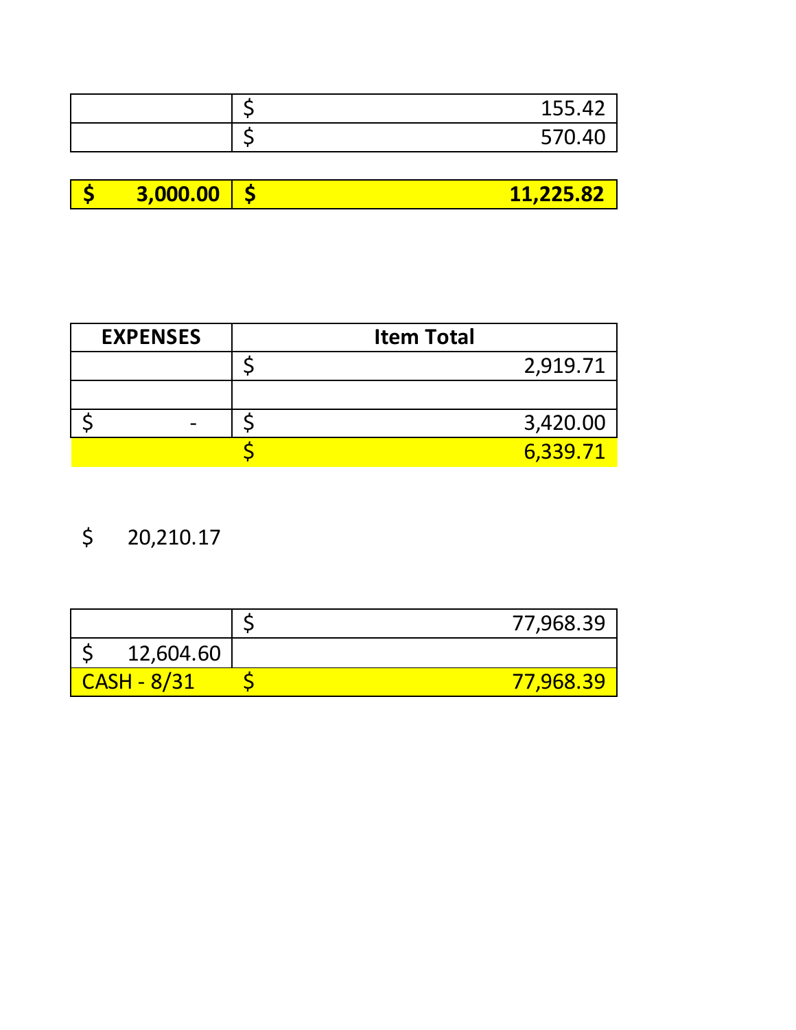| | |
|---|---|
| | $ 155.42 |
| | $ 570.40 |

| | |
|---|---|
| **$ 3,000.00** | **$ 11,225.82** |

| EXPENSES | Item Total |
|---|---|
| | $ 2,919.71 |
| | |
| $ - | $ 3,420.00 |
| | $ 6,339.71 |

$ 20,210.17

| | |
|---|---|
| | $ 77,968.39 |
| $ 12,604.60 | |
| CASH - 8/31 | $ 77,968.39 |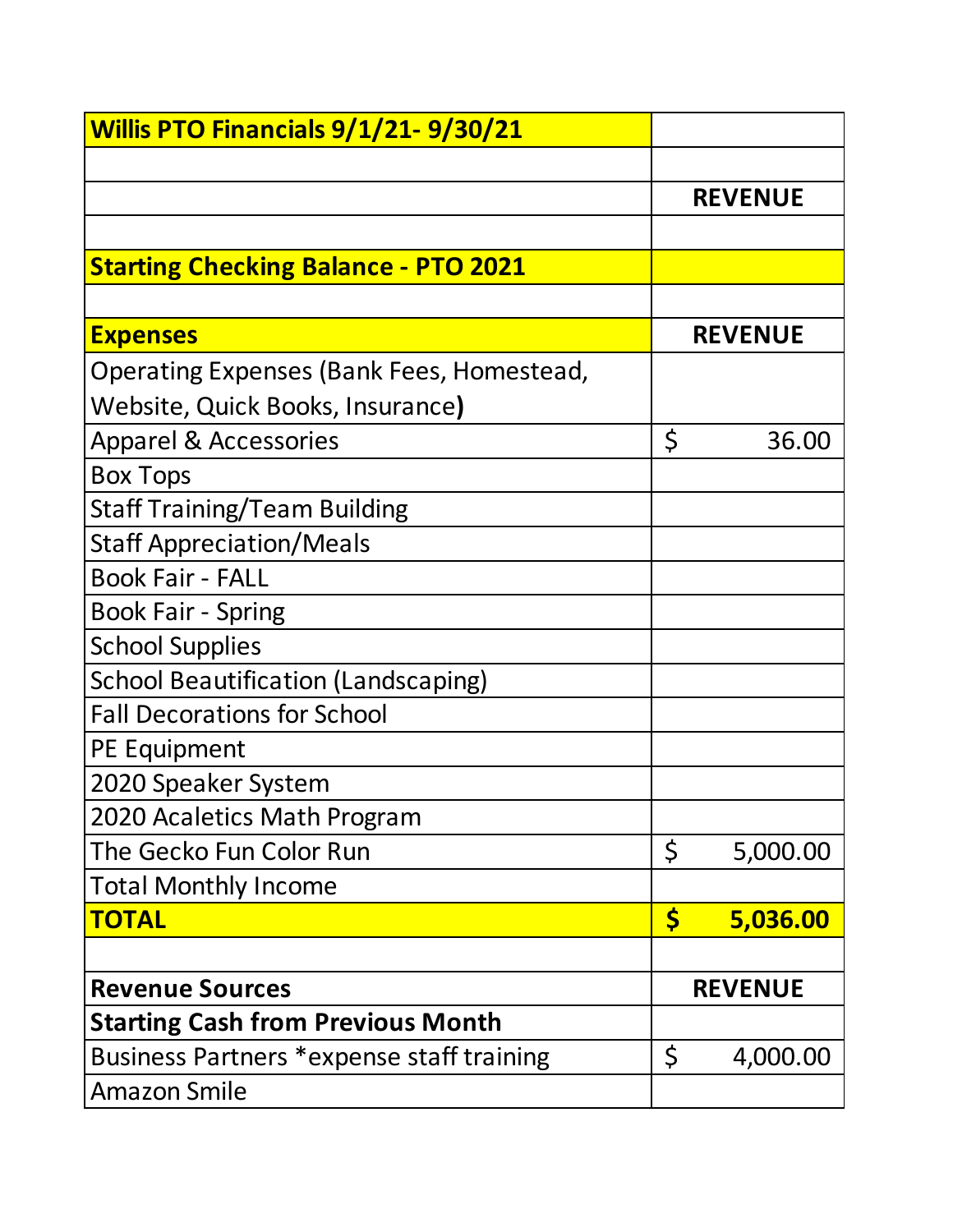| Willis PTO Financials 9/1/21- 9/30/21 | |
|---|---|
| | |
| | **REVENUE** |
| | |
| **Starting Checking Balance - PTO 2021** | |
| | |
| **Expenses** | **REVENUE** |
| Operating Expenses (Bank Fees, Homestead, Website, Quick Books, Insurance**)** | |
| Apparel & Accessories | $ 36.00 |
| Box Tops | |
| Staff Training/Team Building | |
| Staff Appreciation/Meals | |
| Book Fair - FALL | |
| Book Fair - Spring | |
| School Supplies | |
| School Beautification (Landscaping) | |
| Fall Decorations for School | |
| PE Equipment | |
| 2020 Speaker System | |
| 2020 Acaletics Math Program | |
| The Gecko Fun Color Run | $ 5,000.00 |
| Total Monthly Income | |
| **TOTAL** | **$ 5,036.00** |
| | |
| **Revenue Sources** | **REVENUE** |
| **Starting Cash from Previous Month** | |
| Business Partners *expense staff training | $ 4,000.00 |
| Amazon Smile | |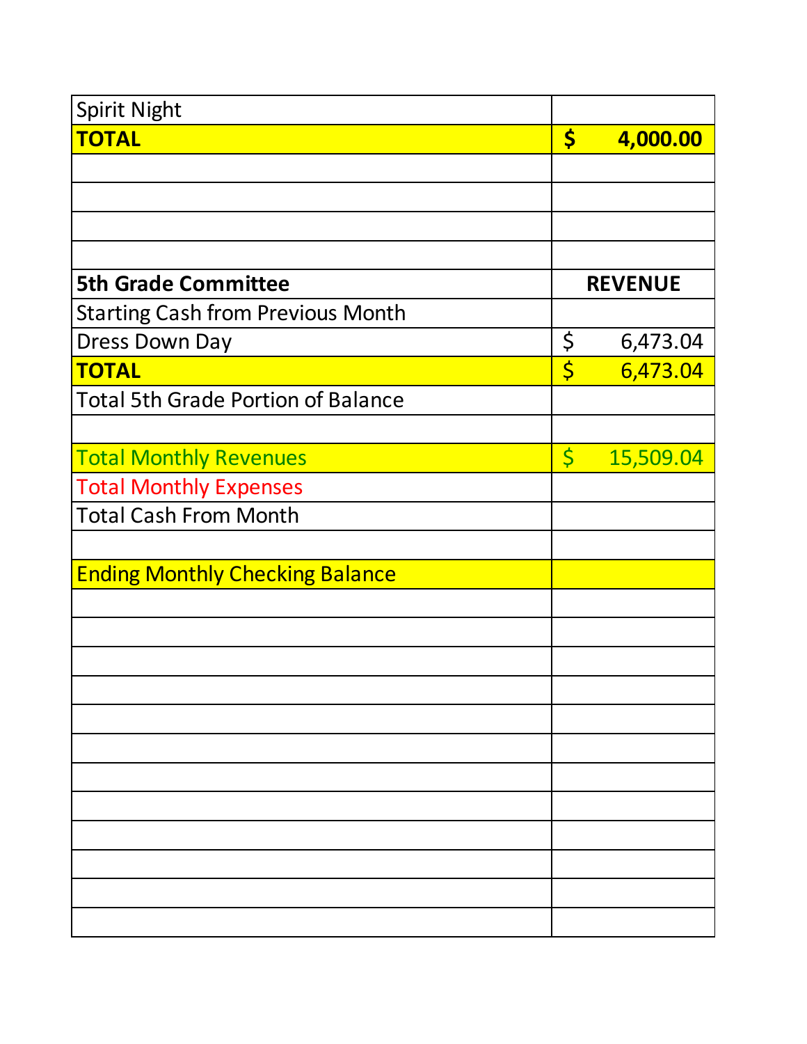| | |
|---|---|
| Spirit Night | |
| **TOTAL** | **$ 4,000.00** |
| | |
| | |
| | |
| | |
| **5th Grade Committee** | **REVENUE** |
| Starting Cash from Previous Month | |
| Dress Down Day | $ 6,473.04 |
| **TOTAL** | $ 6,473.04 |
| Total 5th Grade Portion of Balance | |
| | |
| Total Monthly Revenues | $ 15,509.04 |
| Total Monthly Expenses | |
| Total Cash From Month | |
| | |
| Ending Monthly Checking Balance | |
| | |
| | |
| | |
| | |
| | |
| | |
| | |
| | |
| | |
| | |
| | |
| | |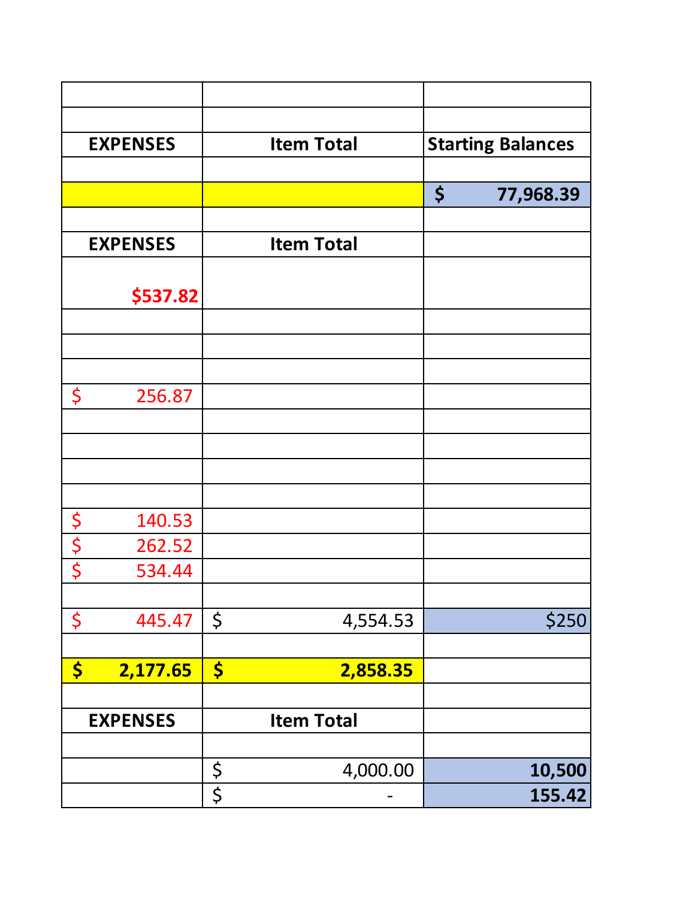| | | |
|---|---|---|
| | | |
| EXPENSES | Item Total | Starting Balances |
| | | |
| | | $ 77,968.39 |
| | | |
| EXPENSES | Item Total | |
| $537.82 | | |
| | | |
| | | |
| | | |
| $ 256.87 | | |
| | | |
| | | |
| | | |
| | | |
| $ 140.53 | | |
| $ 262.52 | | |
| $ 534.44 | | |
| | | |
| $ 445.47 | $ 4,554.53 | $250 |
| | | |
| $ 2,177.65 | $ 2,858.35 | |
| | | |
| EXPENSES | Item Total | |
| | | |
| | $ 4,000.00 | 10,500 |
| | $ - | 155.42 |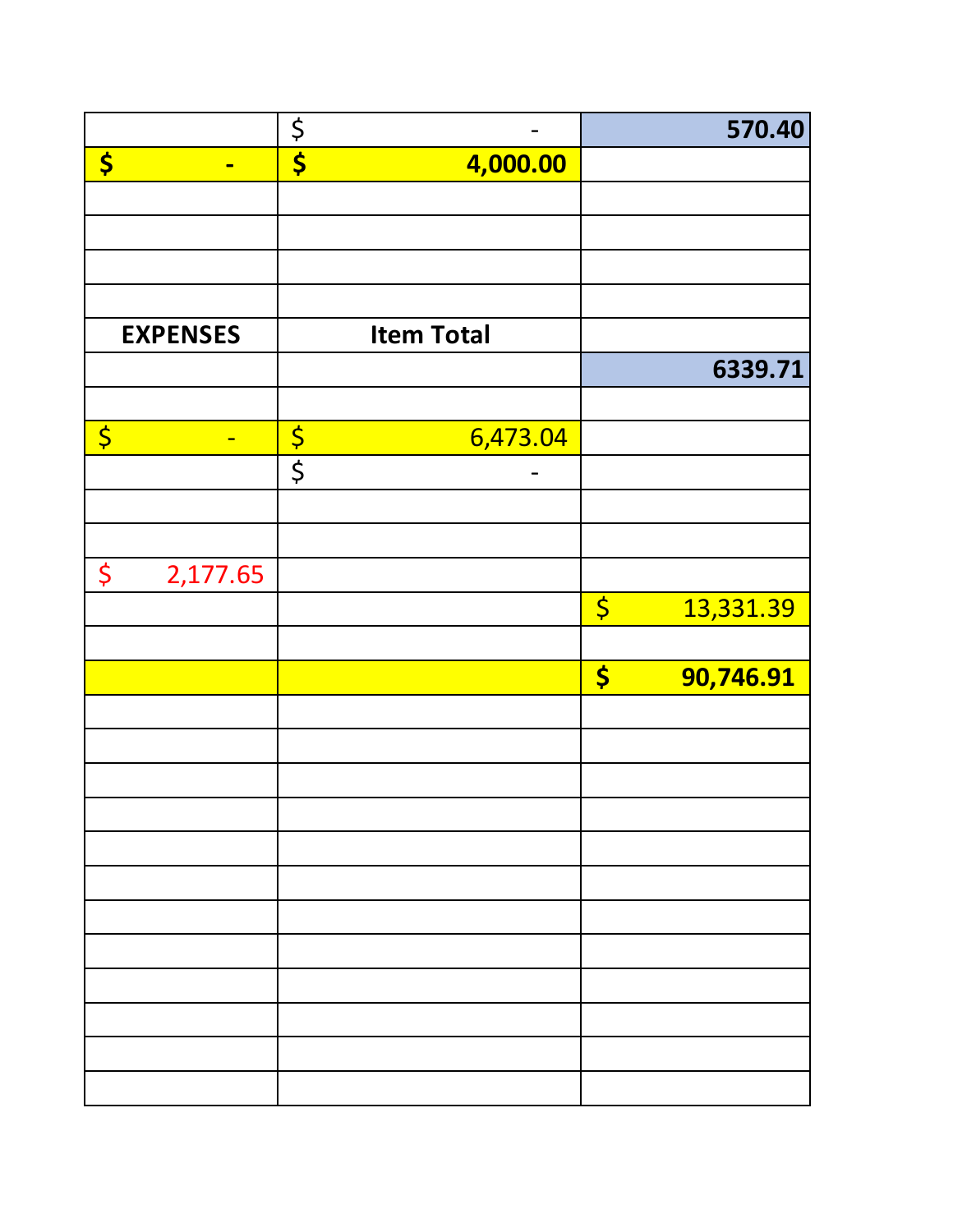| | | |
|---|---|---|
| | $ - | **570.40** |
| **$ -** | **$ 4,000.00** | |
| | | |
| | | |
| | | |
| | | |
| **EXPENSES** | **Item Total** | |
| | | **6339.71** |
| | | |
| $ - | $ 6,473.04 | |
| | $ - | |
| | | |
| | | |
| $ 2,177.65 | | |
| | | $ 13,331.39 |
| | | |
| | | **$ 90,746.91** |
| | | |
| | | |
| | | |
| | | |
| | | |
| | | |
| | | |
| | | |
| | | |
| | | |
| | | |
| | | |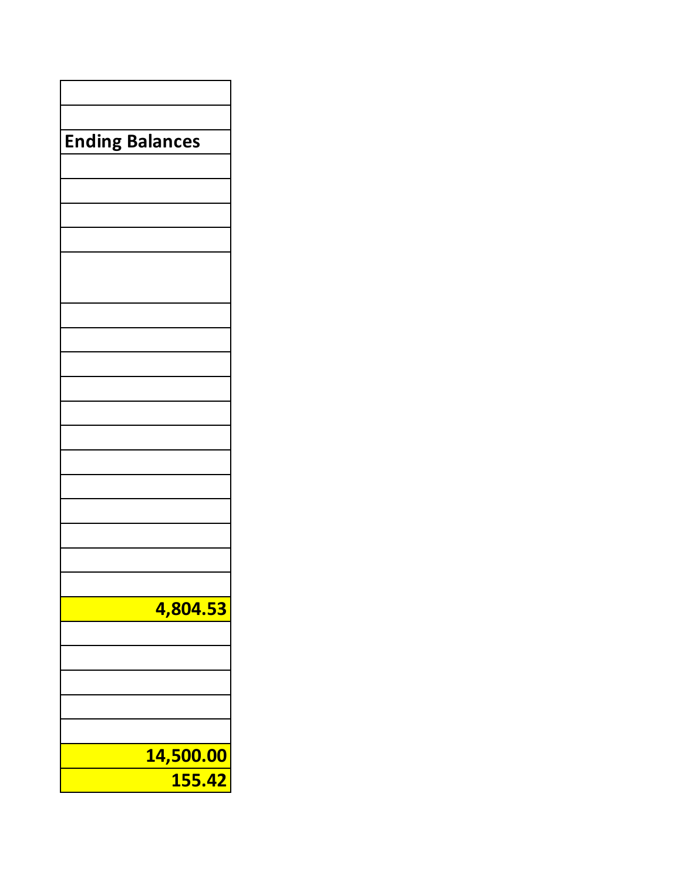| |
|---|
| |
| **Ending Balances** |
| |
| |
| |
| |
| |
| |
| |
| |
| |
| |
| |
| |
| |
| |
| |
| |
| **4,804.53** |
| |
| |
| |
| |
| |
| **14,500.00** |
| **155.42** |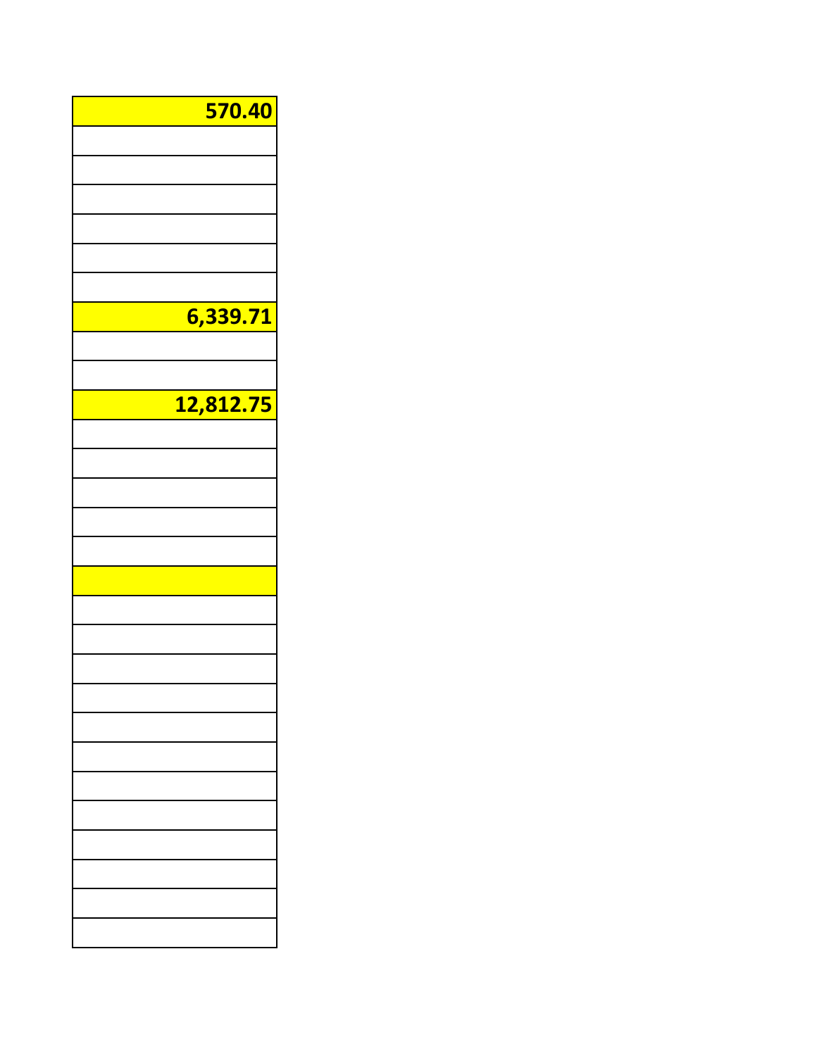| |
|---:|
| **570.40** |
| |
| |
| |
| |
| |
| |
| **6,339.71** |
| |
| |
| **12,812.75** |
| |
| |
| |
| |
| |
| |
| |
| |
| |
| |
| |
| |
| |
| |
| |
| |
| |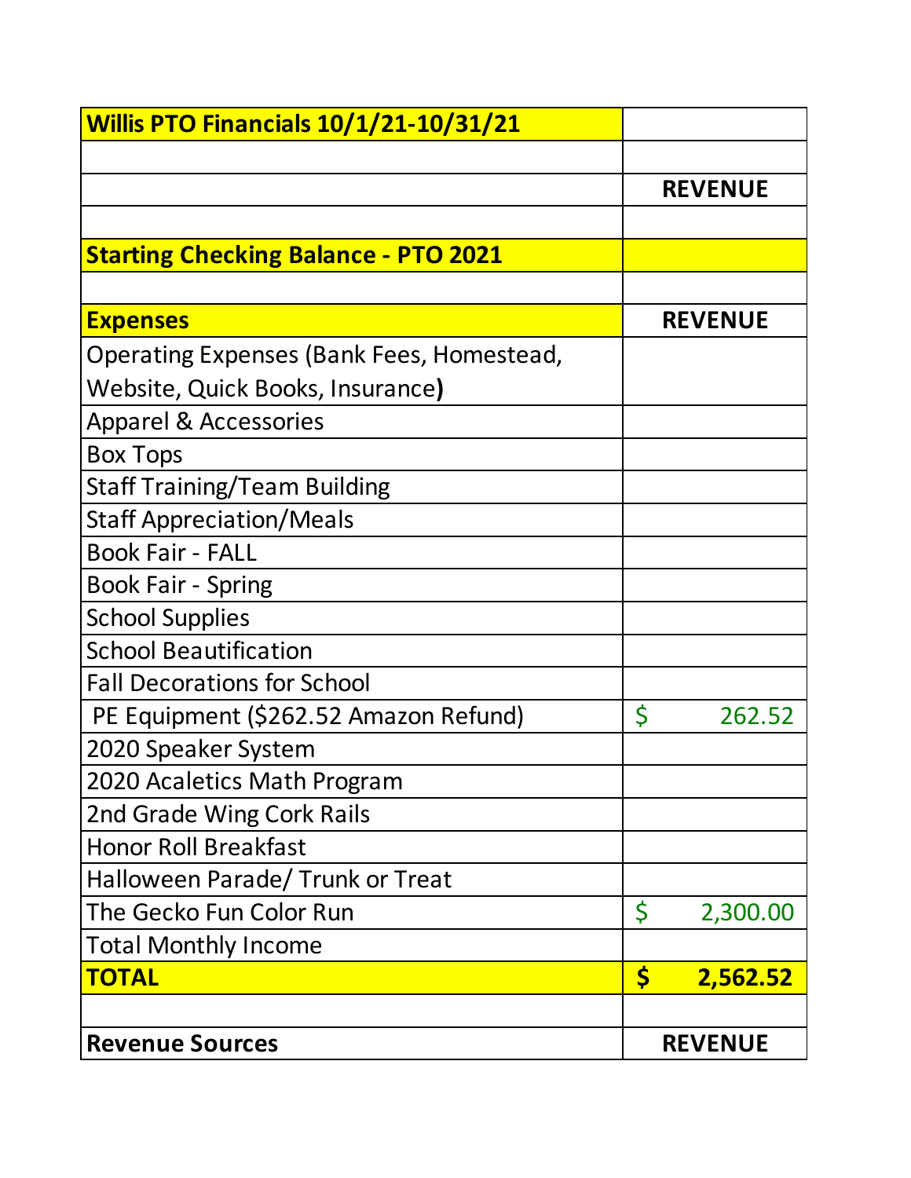| Willis PTO Financials 10/1/21-10/31/21 | |
|---|---|
| | |
| | **REVENUE** |
| | |
| **Starting Checking Balance - PTO 2021** | |
| | |
| **Expenses** | **REVENUE** |
| Operating Expenses (Bank Fees, Homestead, Website, Quick Books, Insurance**)** | |
| Apparel & Accessories | |
| Box Tops | |
| Staff Training/Team Building | |
| Staff Appreciation/Meals | |
| Book Fair - FALL | |
| Book Fair - Spring | |
| School Supplies | |
| School Beautification | |
| Fall Decorations for School | |
| PE Equipment ($262.52 Amazon Refund) | $ 262.52 |
| 2020 Speaker System | |
| 2020 Acaletics Math Program | |
| 2nd Grade Wing Cork Rails | |
| Honor Roll Breakfast | |
| Halloween Parade/ Trunk or Treat | |
| The Gecko Fun Color Run | $ 2,300.00 |
| Total Monthly Income | |
| **TOTAL** | **$ 2,562.52** |
| | |
| **Revenue Sources** | **REVENUE** |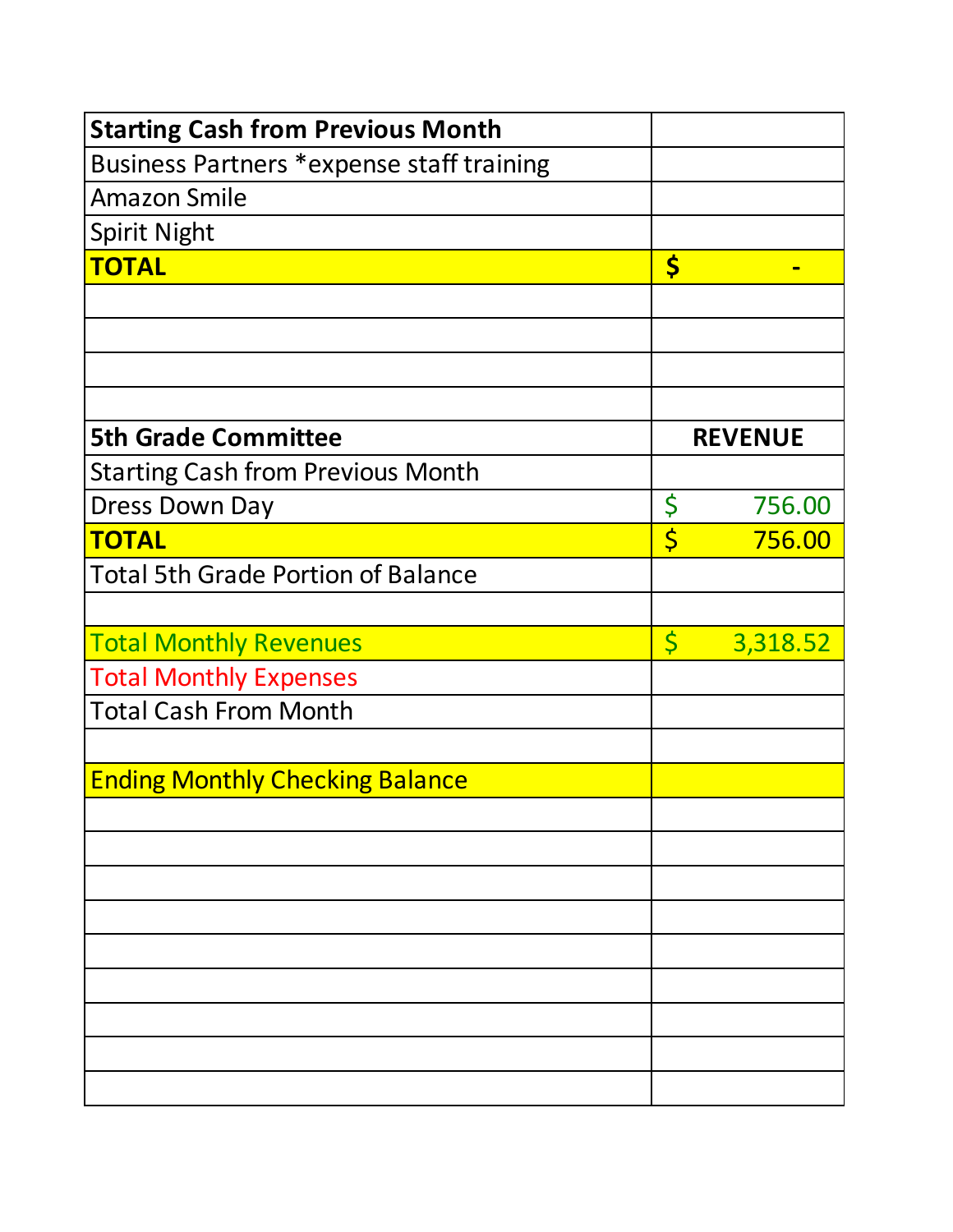| Starting Cash from Previous Month | |
| --- | --- |
| Business Partners *expense staff training | |
| Amazon Smile | |
| Spirit Night | |
| **TOTAL** | **$ -** |
| | |
| | |
| | |
| | |
| **5th Grade Committee** | **REVENUE** |
| Starting Cash from Previous Month | |
| Dress Down Day | $ 756.00 |
| **TOTAL** | $ 756.00 |
| Total 5th Grade Portion of Balance | |
| | |
| Total Monthly Revenues | $ 3,318.52 |
| Total Monthly Expenses | |
| Total Cash From Month | |
| | |
| Ending Monthly Checking Balance | |
| | |
| | |
| | |
| | |
| | |
| | |
| | |
| | |
| | |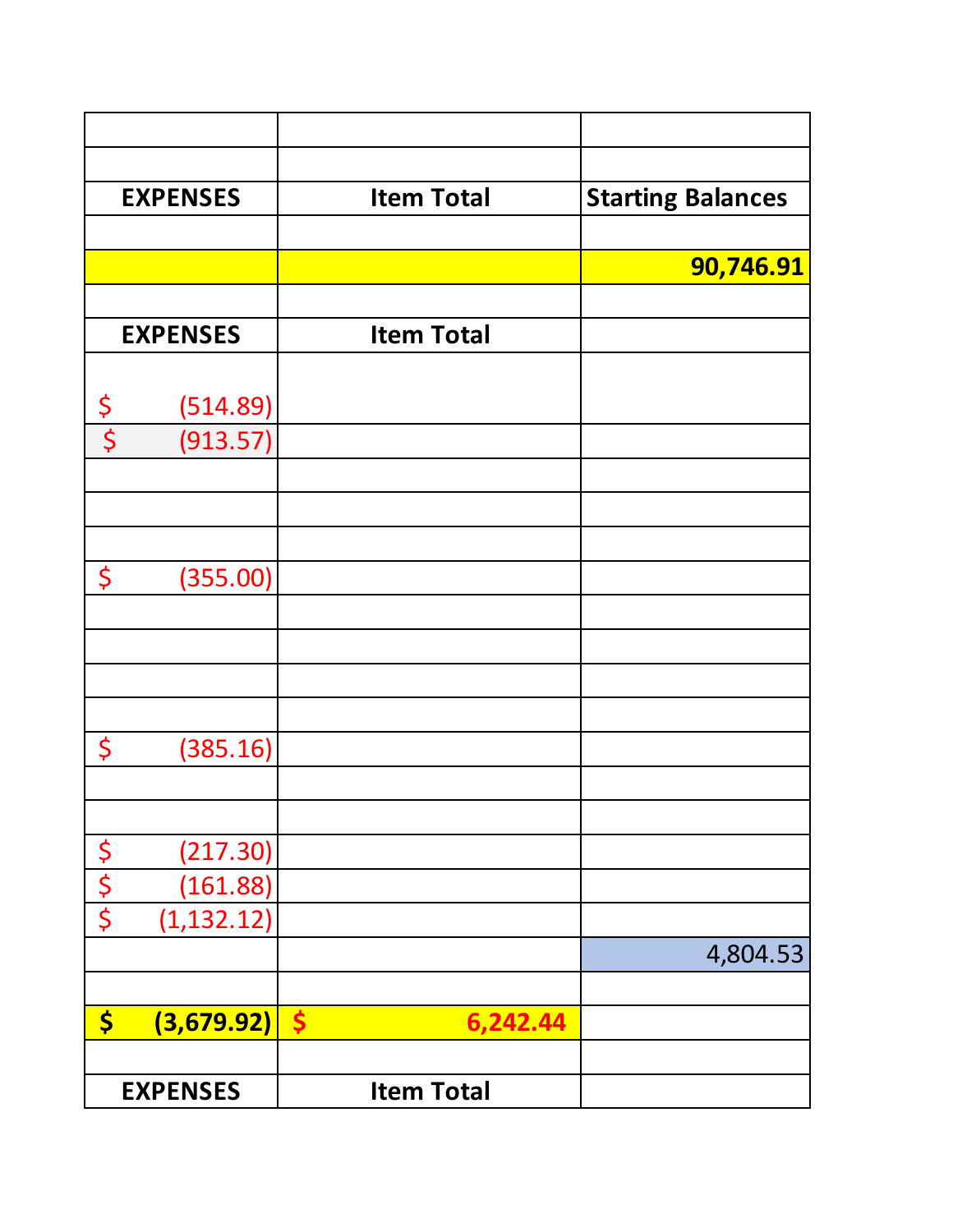| | | |
|---|---|---|
| | | |
| | | |
| **EXPENSES** | **Item Total** | **Starting Balances** |
| | | |
| | | **90,746.91** |
| | | |
| **EXPENSES** | **Item Total** | |
| $ (514.89) | | |
| $ (913.57) | | |
| | | |
| | | |
| | | |
| $ (355.00) | | |
| | | |
| | | |
| | | |
| | | |
| $ (385.16) | | |
| | | |
| | | |
| $ (217.30) | | |
| $ (161.88) | | |
| $ (1,132.12) | | |
| | | 4,804.53 |
| | | |
| **$ (3,679.92)** | **$ 6,242.44** | |
| | | |
| **EXPENSES** | **Item Total** | |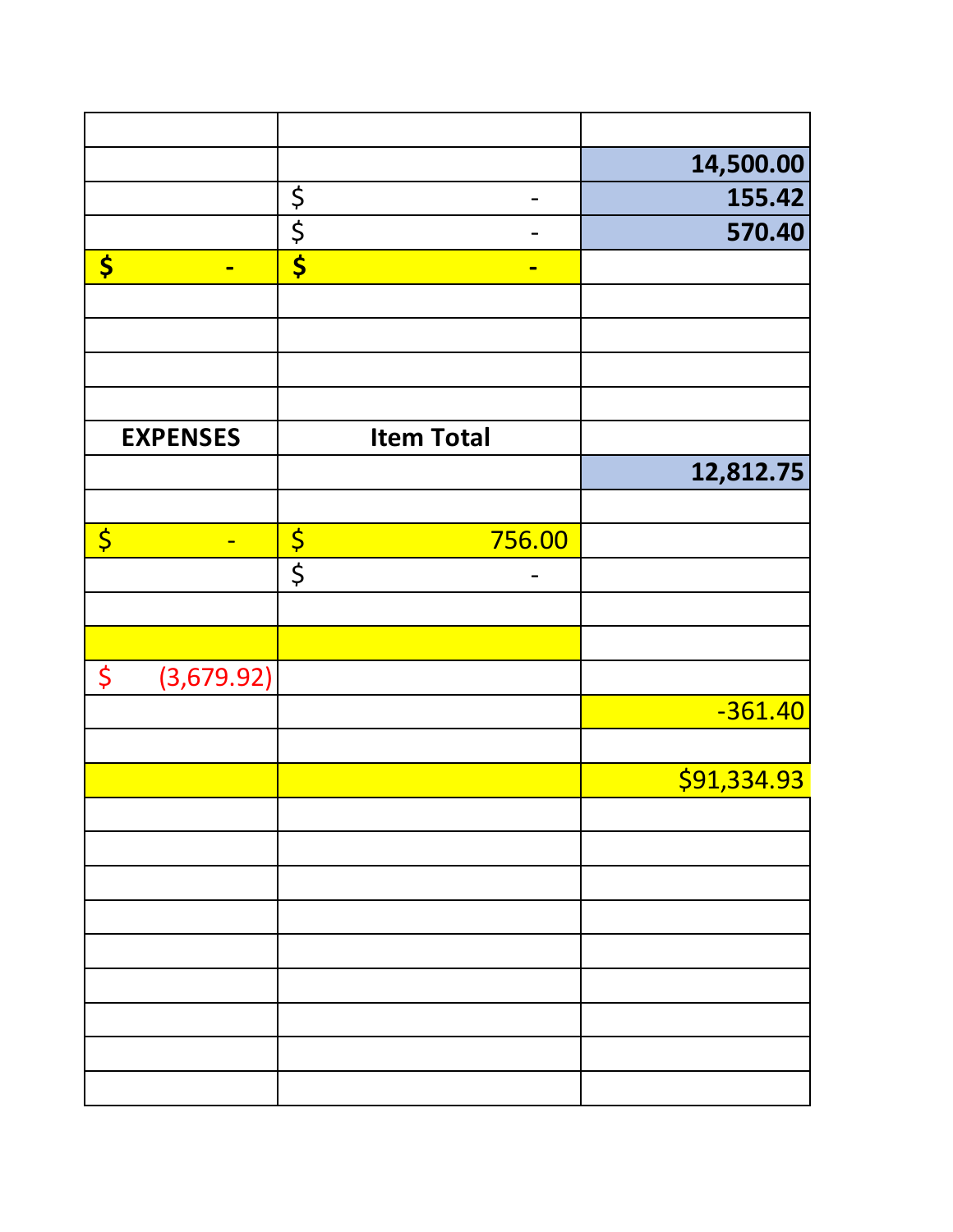|  |  |  |
|---|---|---|
|  |  | **14,500.00** |
|  | $ - | **155.42** |
|  | $ - | **570.40** |
| **$ -** | **$ -** |  |
|  |  |  |
|  |  |  |
|  |  |  |
|  |  |  |
| **EXPENSES** | **Item Total** |  |
|  |  | **12,812.75** |
|  |  |  |
| $ - | $ 756.00 |  |
|  | $ - |  |
|  |  |  |
|  |  |  |
| $ (3,679.92) |  |  |
|  |  | -361.40 |
|  |  |  |
|  |  | $91,334.93 |
|  |  |  |
|  |  |  |
|  |  |  |
|  |  |  |
|  |  |  |
|  |  |  |
|  |  |  |
|  |  |  |
|  |  |  |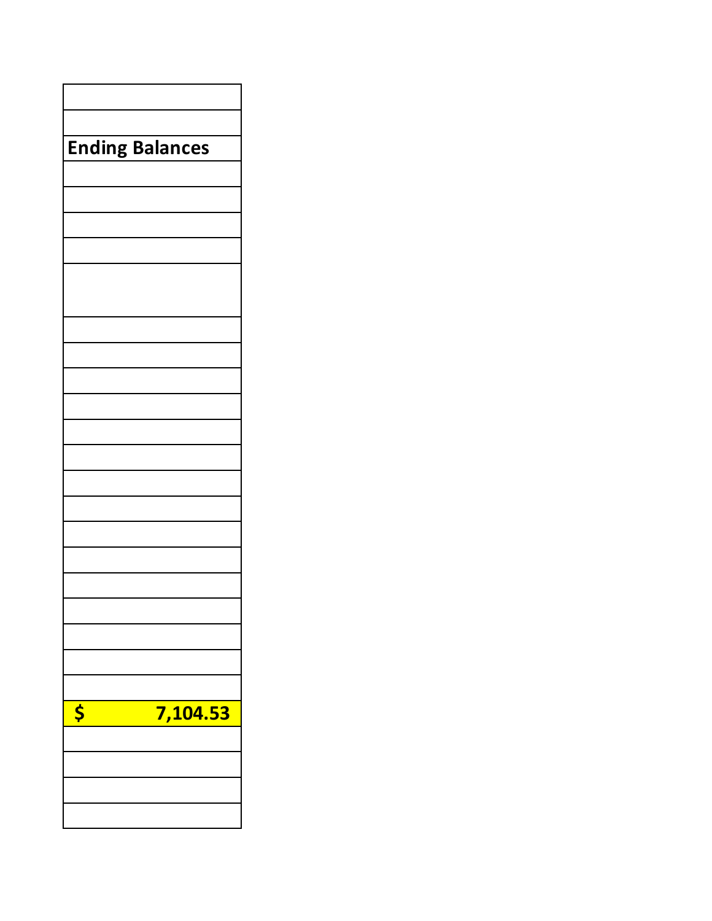| |
|---|
| |
| **Ending Balances** |
| |
| |
| |
| |
| |
| |
| |
| |
| |
| |
| |
| |
| |
| |
| |
| |
| |
| |
| **$ 7,104.53** |
| |
| |
| |
| |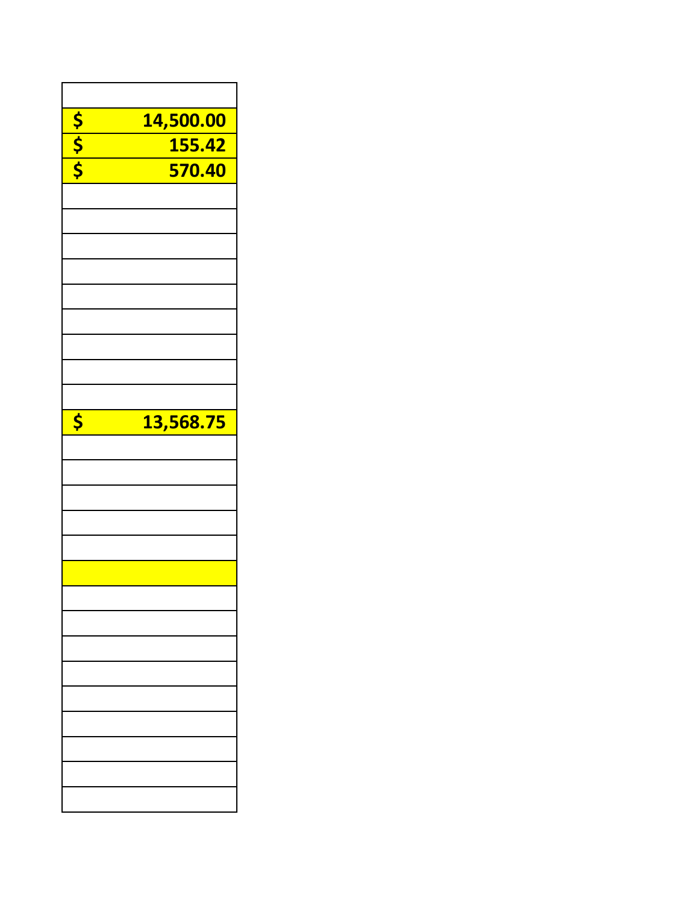| |
|---|
| $ 14,500.00 |
| $ 155.42 |
| $ 570.40 |
| |
| |
| |
| |
| |
| |
| |
| |
| |
| $ 13,568.75 |
| |
| |
| |
| |
| |
| |
| |
| |
| |
| |
| |
| |
| |
| |
| |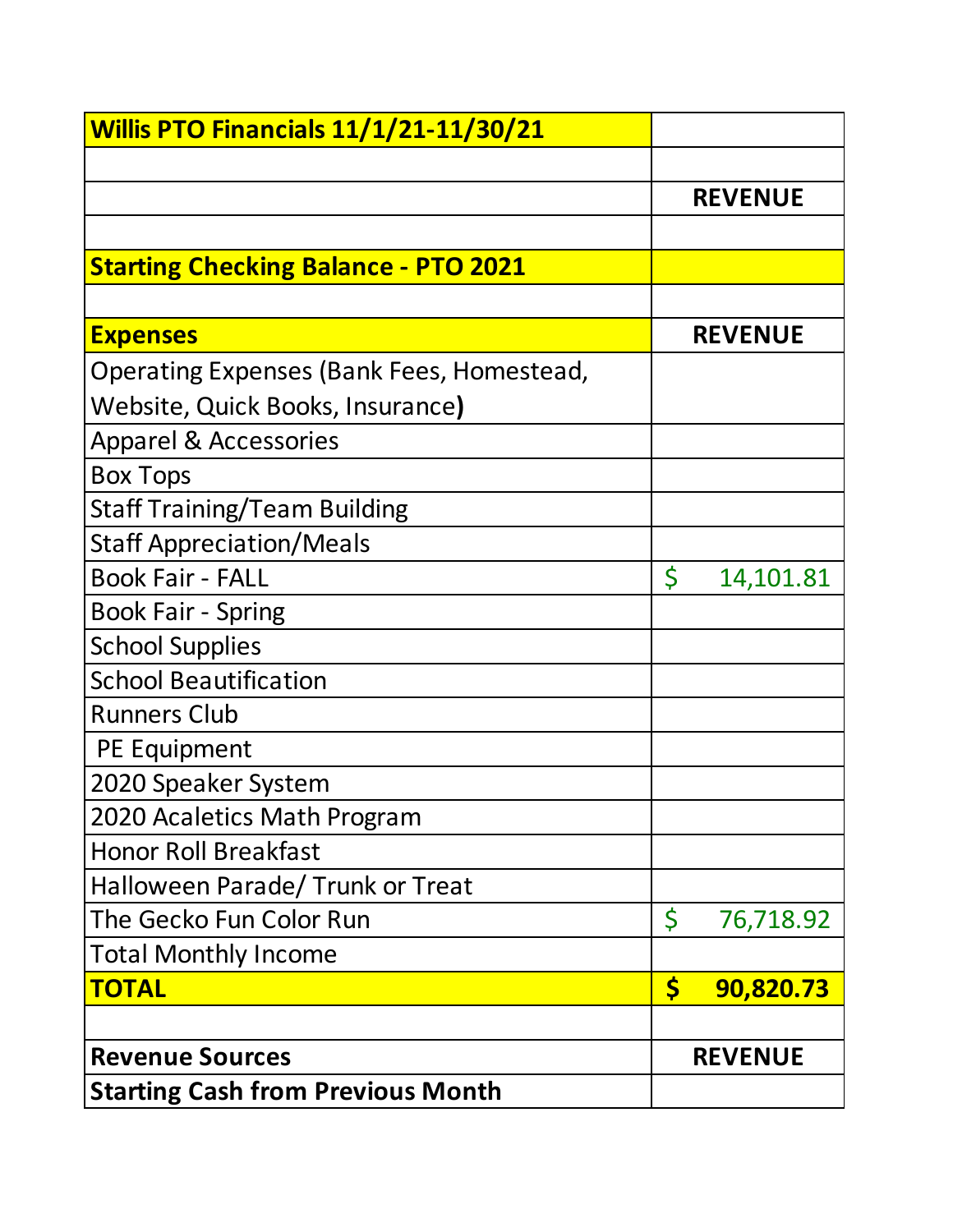| **Willis PTO Financials 11/1/21-11/30/21** | |
|---|---|
| | |
| | **REVENUE** |
| | |
| **Starting Checking Balance - PTO 2021** | |
| | |
| **Expenses** | **REVENUE** |
| Operating Expenses (Bank Fees, Homestead, Website, Quick Books, Insurance**)** | |
| Apparel & Accessories | |
| Box Tops | |
| Staff Training/Team Building | |
| Staff Appreciation/Meals | |
| Book Fair - FALL | $ 14,101.81 |
| Book Fair - Spring | |
| School Supplies | |
| School Beautification | |
| Runners Club | |
| PE Equipment | |
| 2020 Speaker System | |
| 2020 Acaletics Math Program | |
| Honor Roll Breakfast | |
| Halloween Parade/ Trunk or Treat | |
| The Gecko Fun Color Run | $ 76,718.92 |
| Total Monthly Income | |
| **TOTAL** | **$ 90,820.73** |
| | |
| **Revenue Sources** | **REVENUE** |
| **Starting Cash from Previous Month** | |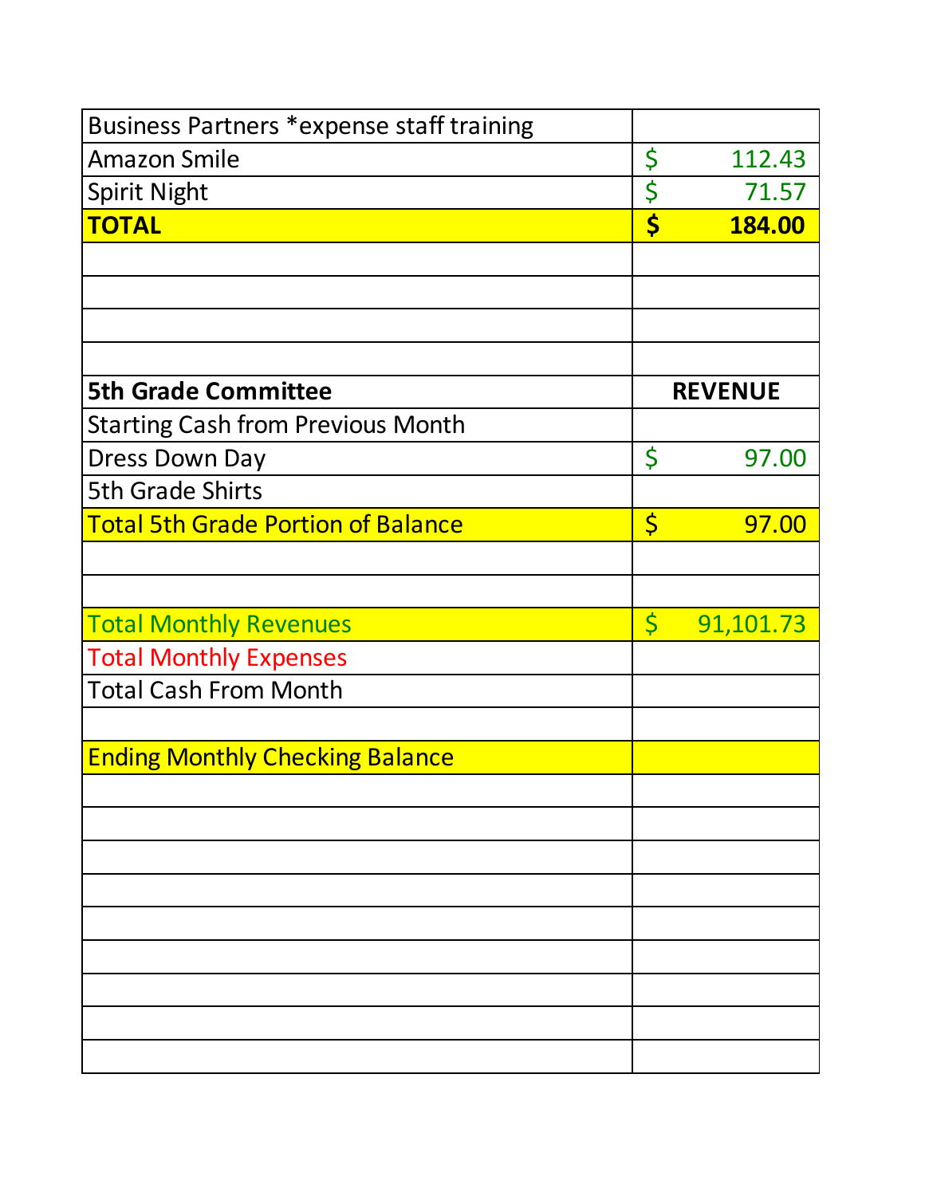| Business Partners *expense staff training | |
|---|---|
| Amazon Smile | $ 112.43 |
| Spirit Night | $ 71.57 |
| **TOTAL** | **$ 184.00** |
| | |
| | |
| | |
| | |
| **5th Grade Committee** | **REVENUE** |
| Starting Cash from Previous Month | |
| Dress Down Day | $ 97.00 |
| 5th Grade Shirts | |
| Total 5th Grade Portion of Balance | $ 97.00 |
| | |
| | |
| Total Monthly Revenues | $ 91,101.73 |
| Total Monthly Expenses | |
| Total Cash From Month | |
| | |
| Ending Monthly Checking Balance | |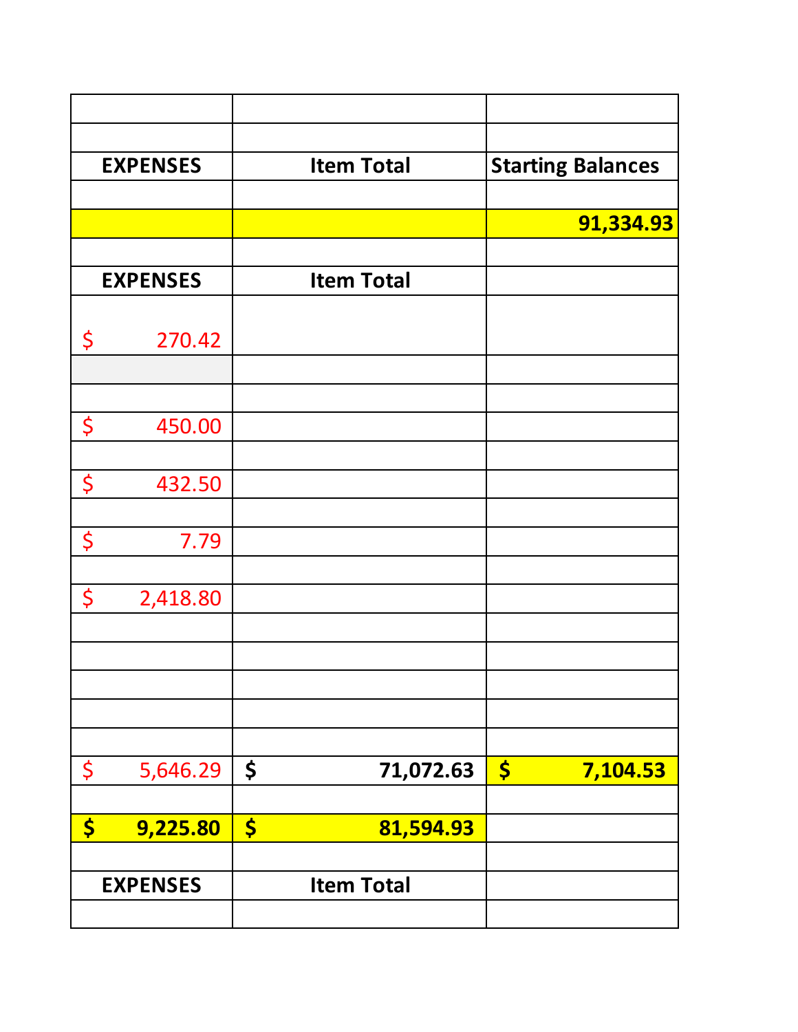| | | |
|---|---|---|
| | | |
| EXPENSES | Item Total | Starting Balances |
| | | |
| | | 91,334.93 |
| | | |
| EXPENSES | Item Total | |
| $ 270.42 | | |
| | | |
| | | |
| $ 450.00 | | |
| | | |
| $ 432.50 | | |
| | | |
| $ 7.79 | | |
| | | |
| $ 2,418.80 | | |
| | | |
| | | |
| | | |
| | | |
| | | |
| $ 5,646.29 | $ 71,072.63 | $ 7,104.53 |
| | | |
| $ 9,225.80 | $ 81,594.93 | |
| | | |
| EXPENSES | Item Total | |
| | | |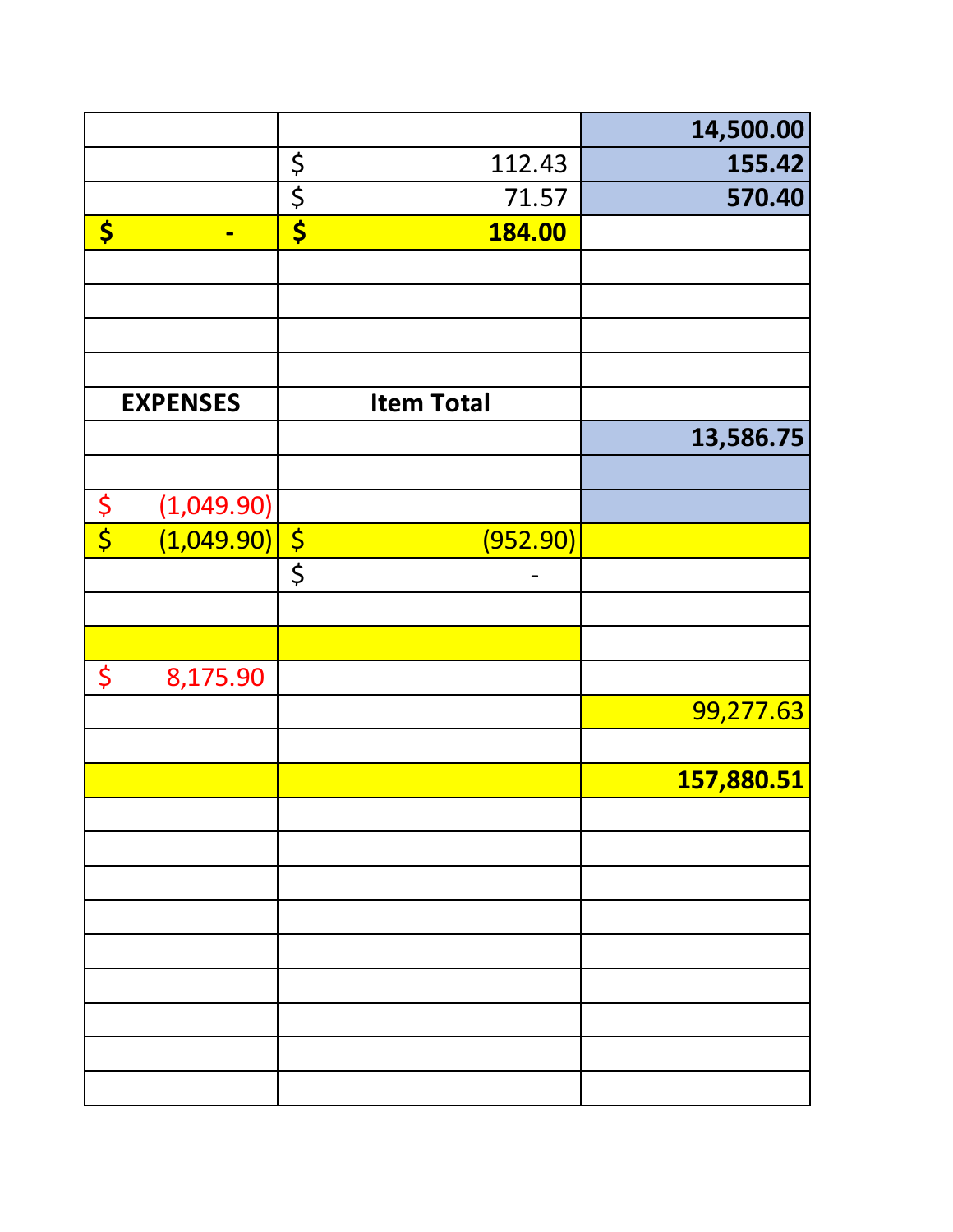| | | |
|---|---|---|
| | | **14,500.00** |
| | $ 112.43 | **155.42** |
| | $ 71.57 | **570.40** |
| **$ -** | **$ 184.00** | |
| | | |
| | | |
| | | |
| | | |
| **EXPENSES** | **Item Total** | |
| | | **13,586.75** |
| | | |
| $ (1,049.90) | | |
| $ (1,049.90) | $ (952.90) | |
| | $ - | |
| | | |
| | | |
| $ 8,175.90 | | |
| | | 99,277.63 |
| | | |
| | | **157,880.51** |
| | | |
| | | |
| | | |
| | | |
| | | |
| | | |
| | | |
| | | |
| | | |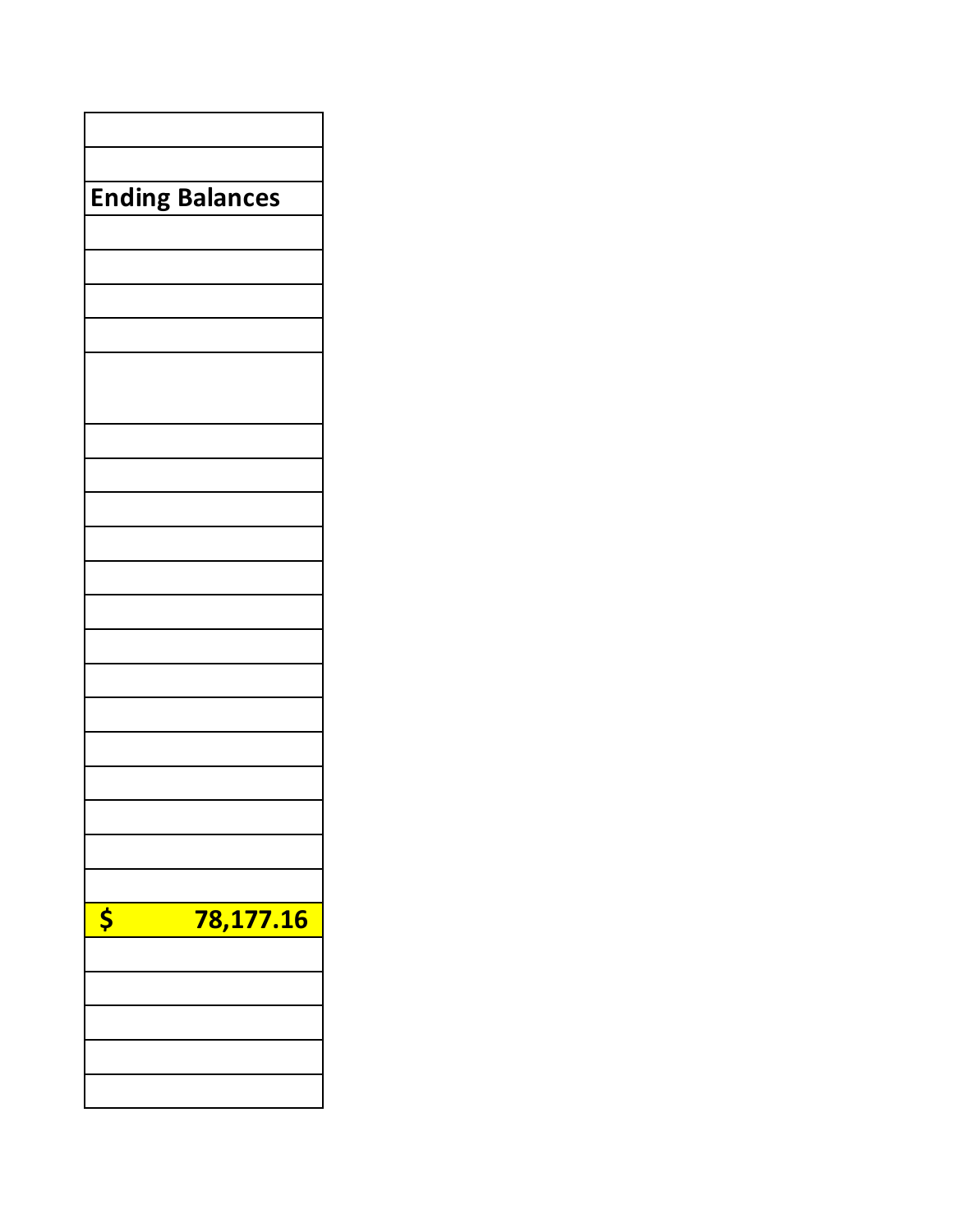| |
|---|
| |
| **Ending Balances** |
| |
| |
| |
| |
| |
| |
| |
| |
| |
| |
| |
| |
| |
| |
| |
| |
| |
| |
| **$ 78,177.16** |
| |
| |
| |
| |
| |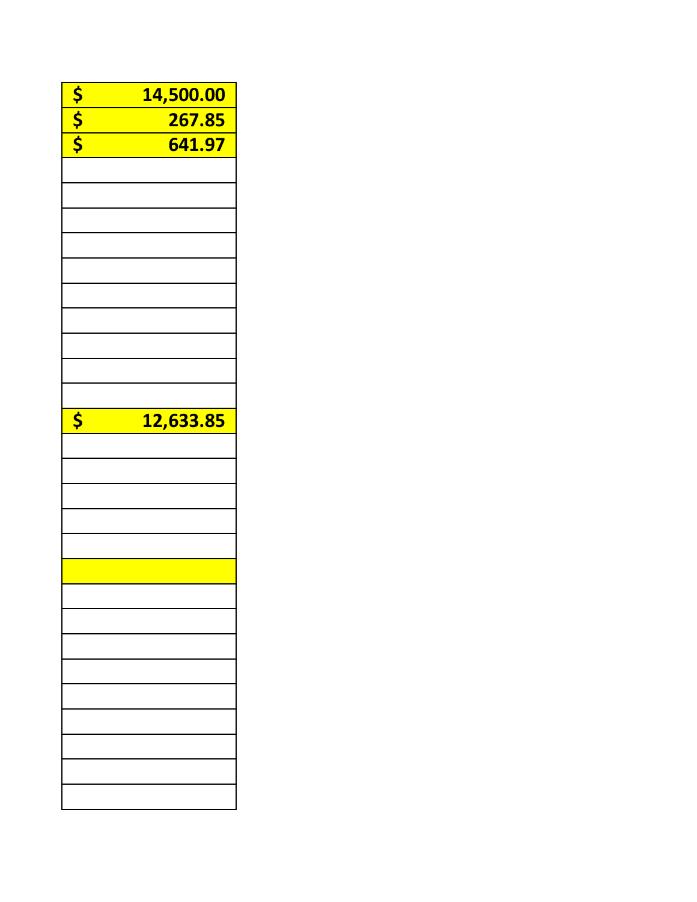| |
|---|
| $ 14,500.00 |
| $ 267.85 |
| $ 641.97 |
| |
| |
| |
| |
| |
| |
| |
| |
| |
| |
| |
| $ 12,633.85 |
| |
| |
| |
| |
| |
| |
| |
| |
| |
| |
| |
| |
| |
| |
| |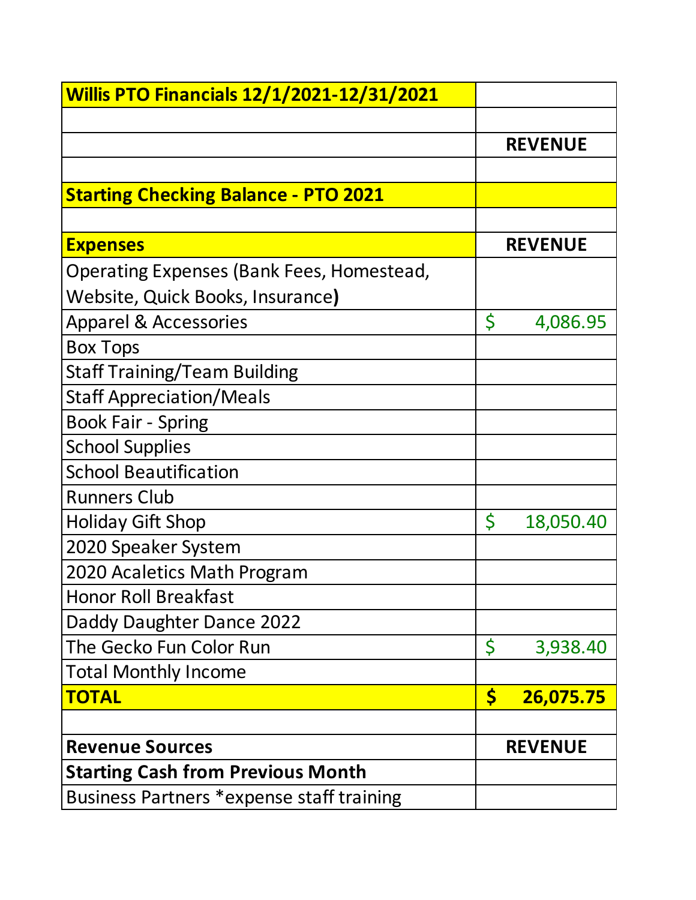| Willis PTO Financials 12/1/2021-12/31/2021 | |
|---|---|
| | |
| | **REVENUE** |
| | |
| **Starting Checking Balance - PTO 2021** | |
| | |
| **Expenses** | **REVENUE** |
| Operating Expenses (Bank Fees, Homestead, Website, Quick Books, Insurance) | |
| Apparel & Accessories | $ 4,086.95 |
| Box Tops | |
| Staff Training/Team Building | |
| Staff Appreciation/Meals | |
| Book Fair - Spring | |
| School Supplies | |
| School Beautification | |
| Runners Club | |
| Holiday Gift Shop | $ 18,050.40 |
| 2020 Speaker System | |
| 2020 Acaletics Math Program | |
| Honor Roll Breakfast | |
| Daddy Daughter Dance 2022 | |
| The Gecko Fun Color Run | $ 3,938.40 |
| Total Monthly Income | |
| **TOTAL** | **$ 26,075.75** |
| | |
| **Revenue Sources** | **REVENUE** |
| **Starting Cash from Previous Month** | |
| Business Partners *expense staff training | |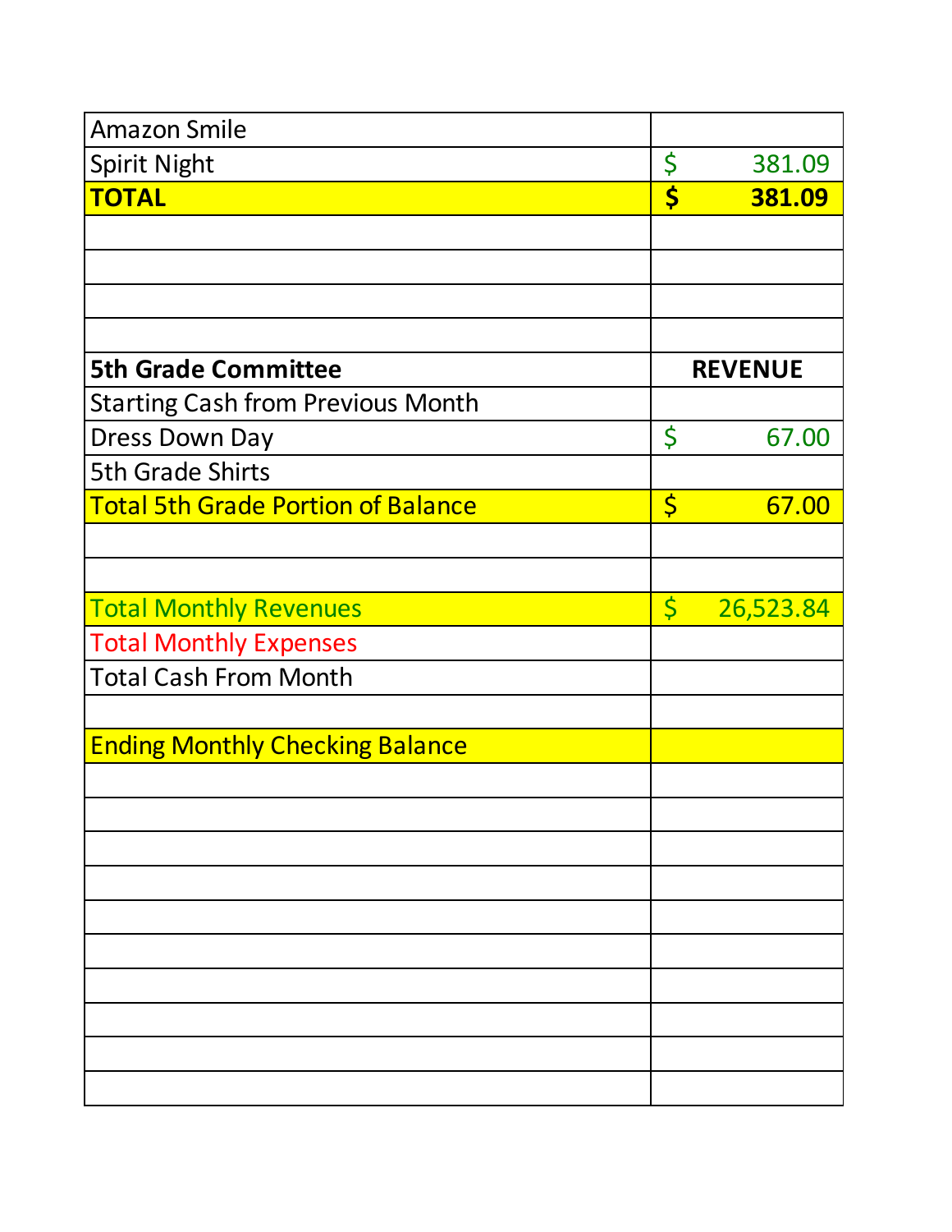| | |
|---|---|
| Amazon Smile | |
| Spirit Night | $ 381.09 |
| **TOTAL** | **$ 381.09** |
| | |
| | |
| | |
| | |
| **5th Grade Committee** | **REVENUE** |
| Starting Cash from Previous Month | |
| Dress Down Day | $ 67.00 |
| 5th Grade Shirts | |
| Total 5th Grade Portion of Balance | $ 67.00 |
| | |
| | |
| Total Monthly Revenues | $ 26,523.84 |
| Total Monthly Expenses | |
| Total Cash From Month | |
| | |
| Ending Monthly Checking Balance | |
| | |
| | |
| | |
| | |
| | |
| | |
| | |
| | |
| | |
| | |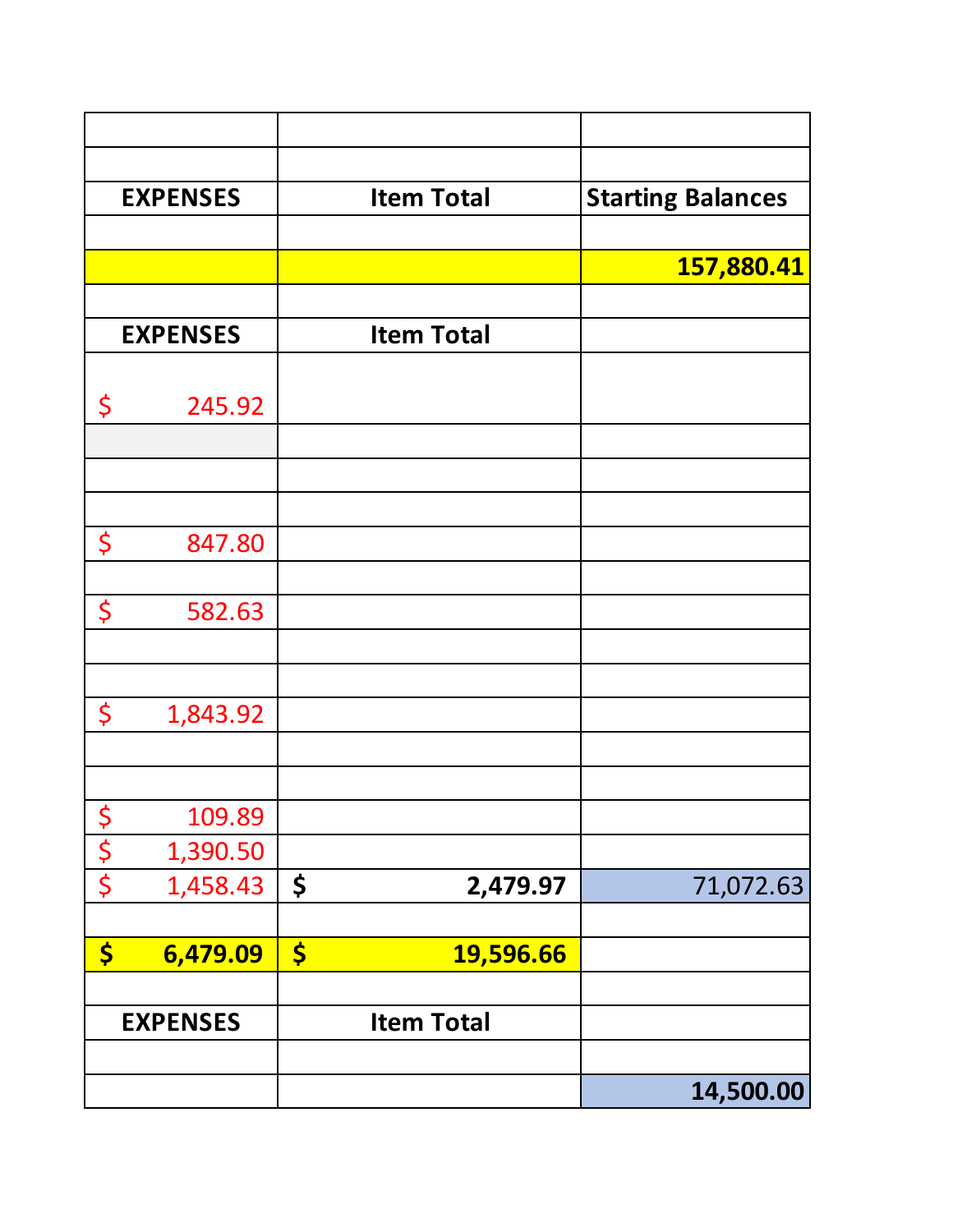| | | |
|---|---|---|
| | | |
| **EXPENSES** | **Item Total** | **Starting Balances** |
| | | |
| | | **157,880.41** |
| | | |
| **EXPENSES** | **Item Total** | |
| $ 245.92 | | |
| | | |
| | | |
| | | |
| $ 847.80 | | |
| | | |
| $ 582.63 | | |
| | | |
| | | |
| $ 1,843.92 | | |
| | | |
| | | |
| $ 109.89 | | |
| $ 1,390.50 | | |
| $ 1,458.43 | **$ 2,479.97** | 71,072.63 |
| | | |
| **$ 6,479.09** | **$ 19,596.66** | |
| | | |
| **EXPENSES** | **Item Total** | |
| | | |
| | | **14,500.00** |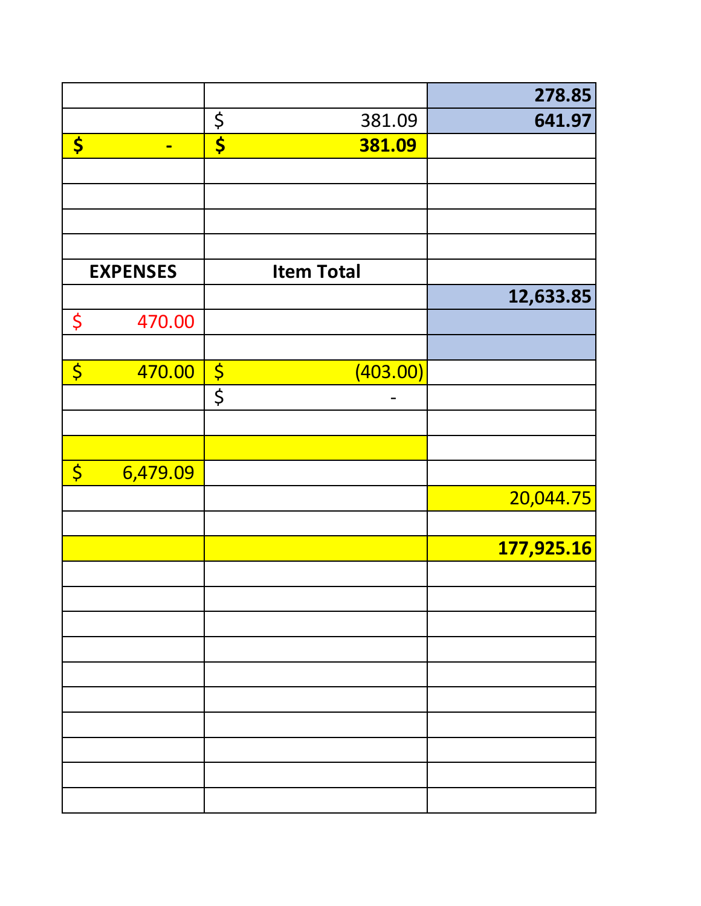| | | |
|---|---|---|
| | | **278.85** |
| | $ 381.09 | **641.97** |
| **$ -** | **$ 381.09** | |
| | | |
| | | |
| | | |
| | | |
| **EXPENSES** | **Item Total** | |
| | | **12,633.85** |
| $ 470.00 | | |
| | | |
| $ 470.00 | $ (403.00) | |
| | $ - | |
| | | |
| | | |
| $ 6,479.09 | | |
| | | 20,044.75 |
| | | |
| | | **177,925.16** |
| | | |
| | | |
| | | |
| | | |
| | | |
| | | |
| | | |
| | | |
| | | |
| | | |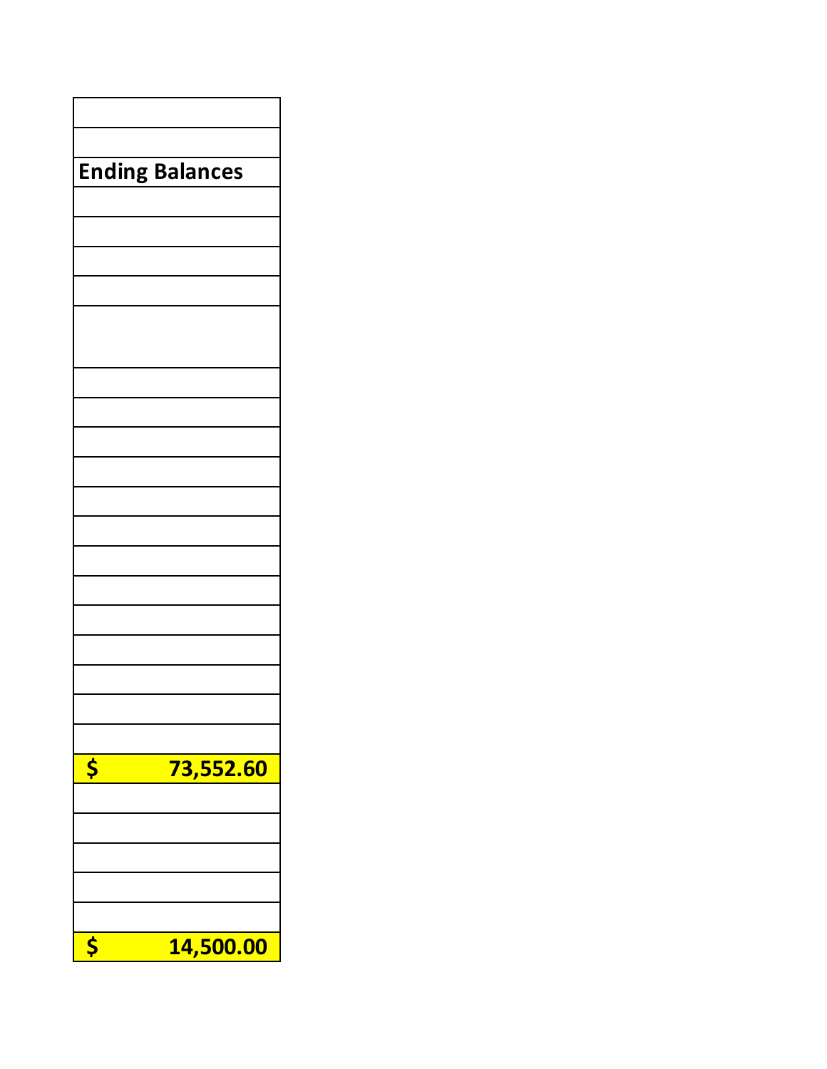| |
|---|
| |
| **Ending Balances** |
| |
| |
| |
| |
| |
| |
| |
| |
| |
| |
| |
| |
| |
| |
| |
| |
| |
| **$ 73,552.60** |
| |
| |
| |
| |
| |
| **$ 14,500.00** |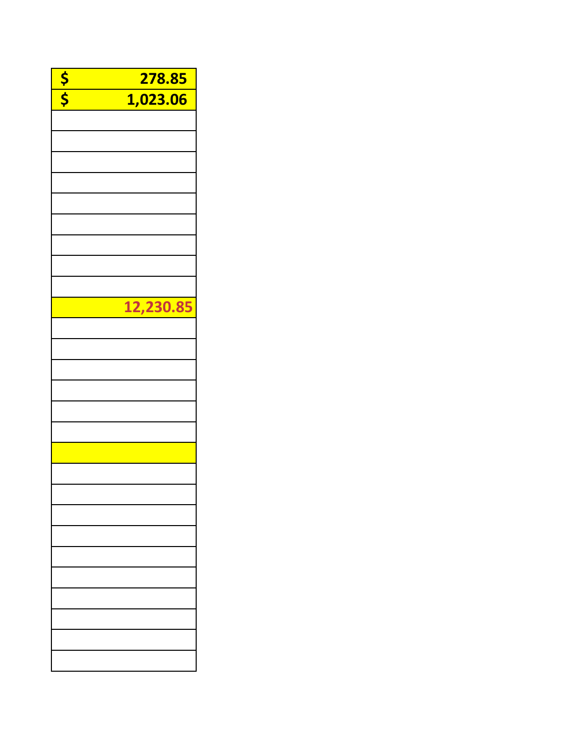| |
|---|
| $ 278.85 |
| $ 1,023.06 |
| |
| |
| |
| |
| |
| |
| |
| |
| |
| 12,230.85 |
| |
| |
| |
| |
| |
| |
| |
| |
| |
| |
| |
| |
| |
| |
| |
| |
| |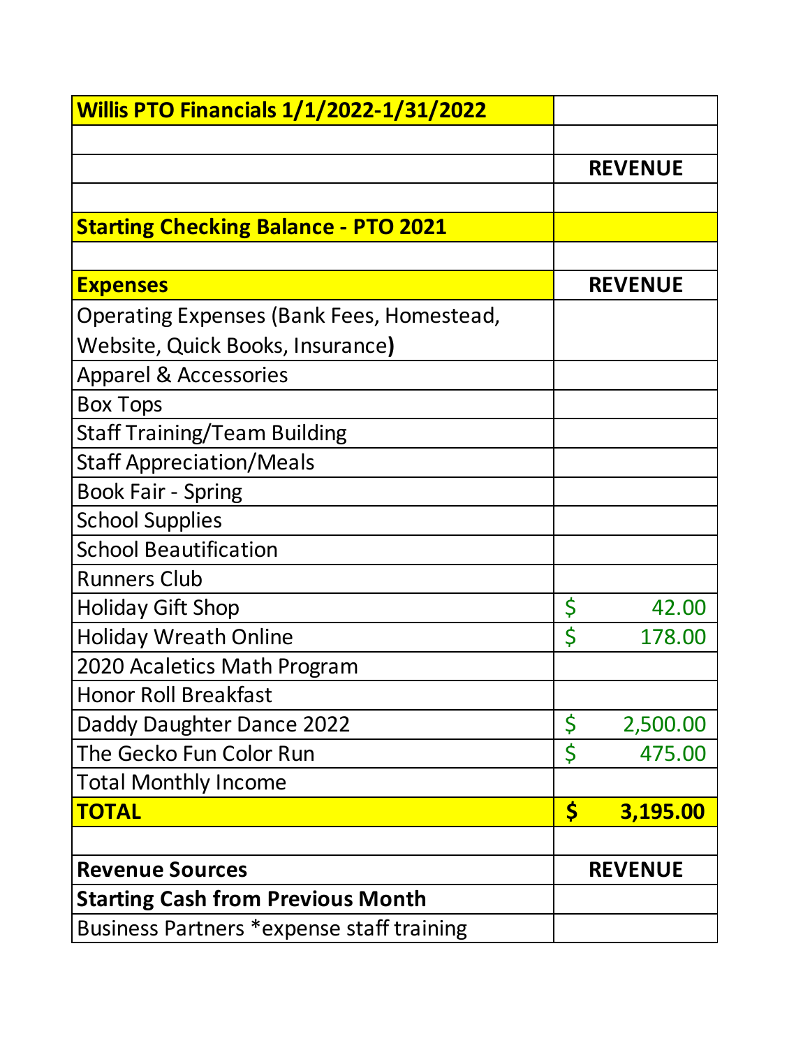| **Willis PTO Financials 1/1/2022-1/31/2022** | |
|---|---|
| | |
| | **REVENUE** |
| | |
| **Starting Checking Balance - PTO 2021** | |
| | |
| **Expenses** | **REVENUE** |
| Operating Expenses (Bank Fees, Homestead, Website, Quick Books, Insurance**)** | |
| Apparel & Accessories | |
| Box Tops | |
| Staff Training/Team Building | |
| Staff Appreciation/Meals | |
| Book Fair - Spring | |
| School Supplies | |
| School Beautification | |
| Runners Club | |
| Holiday Gift Shop | $ 42.00 |
| Holiday Wreath Online | $ 178.00 |
| 2020 Acaletics Math Program | |
| Honor Roll Breakfast | |
| Daddy Daughter Dance 2022 | $ 2,500.00 |
| The Gecko Fun Color Run | $ 475.00 |
| Total Monthly Income | |
| **TOTAL** | **$ 3,195.00** |
| | |
| **Revenue Sources** | **REVENUE** |
| **Starting Cash from Previous Month** | |
| Business Partners *expense staff training | |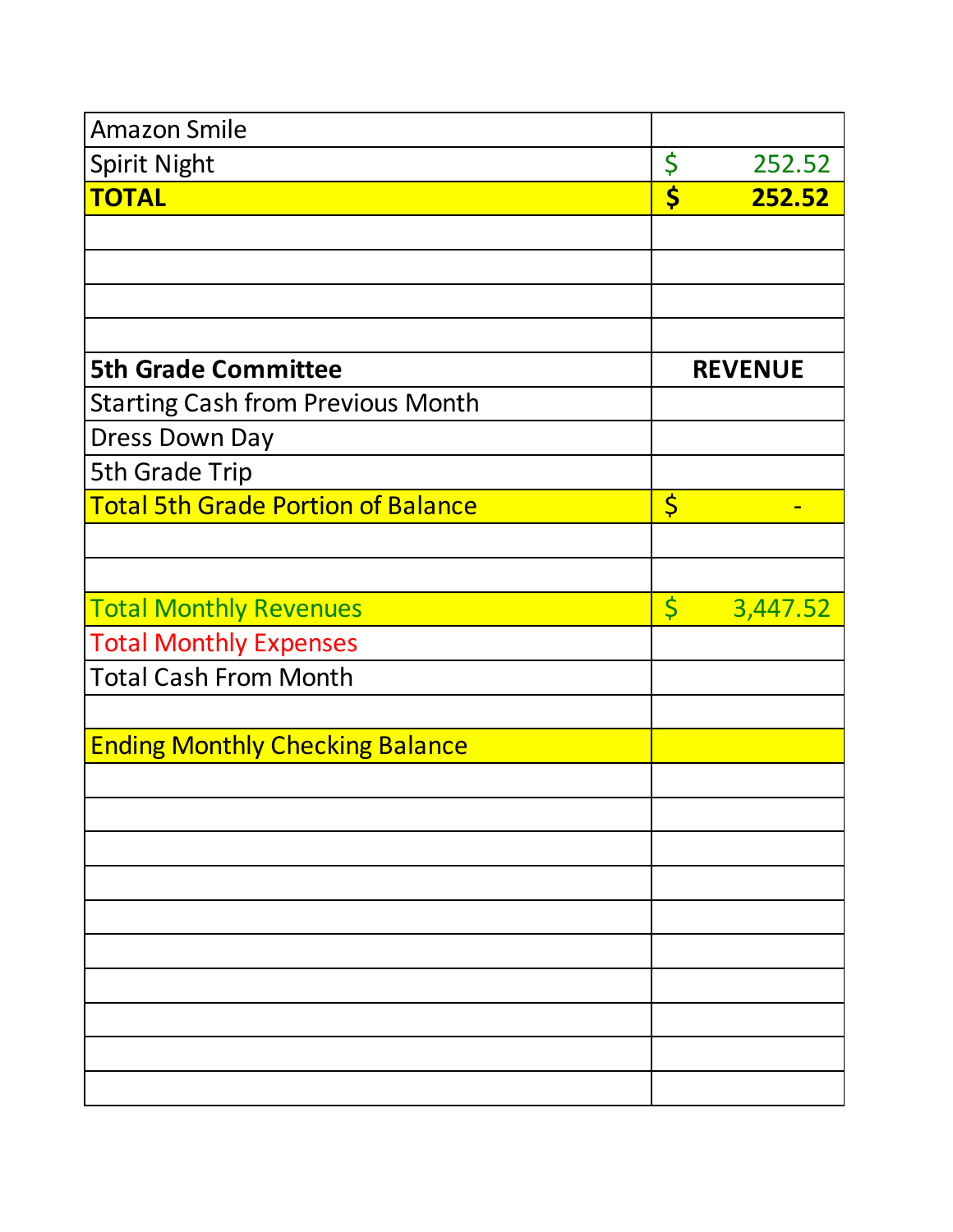| | |
|---|---|
| Amazon Smile | |
| Spirit Night | $ 252.52 |
| **TOTAL** | **$ 252.52** |
| | |
| | |
| | |
| | |
| **5th Grade Committee** | **REVENUE** |
| Starting Cash from Previous Month | |
| Dress Down Day | |
| 5th Grade Trip | |
| Total 5th Grade Portion of Balance | $ - |
| | |
| | |
| Total Monthly Revenues | $ 3,447.52 |
| Total Monthly Expenses | |
| Total Cash From Month | |
| | |
| Ending Monthly Checking Balance | |
| | |
| | |
| | |
| | |
| | |
| | |
| | |
| | |
| | |
| | |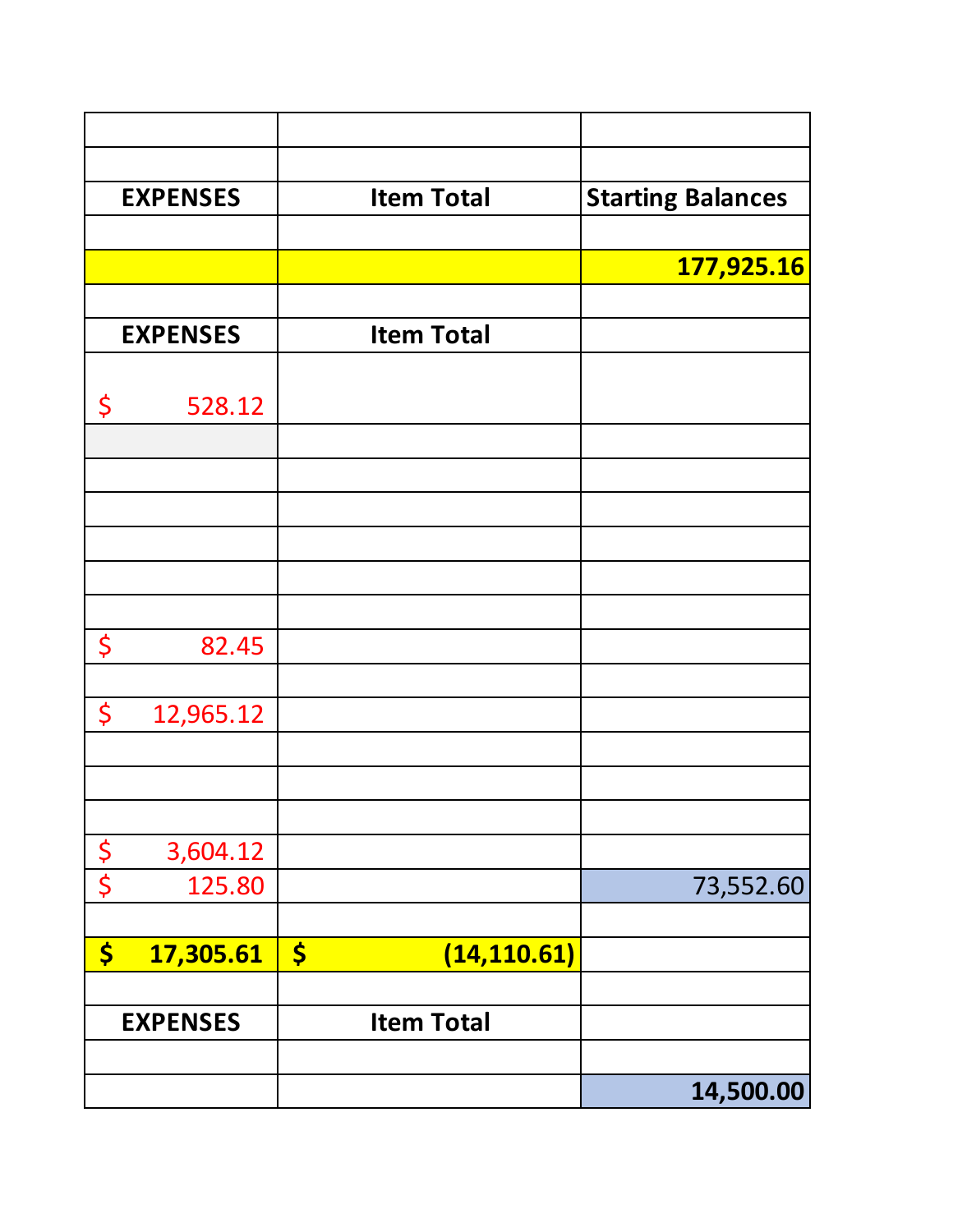| | | |
|---|---|---|
| | | |
| **EXPENSES** | **Item Total** | **Starting Balances** |
| | | |
| | | **177,925.16** |
| | | |
| **EXPENSES** | **Item Total** | |
| $ 528.12 | | |
| | | |
| | | |
| | | |
| | | |
| | | |
| | | |
| $ 82.45 | | |
| | | |
| $ 12,965.12 | | |
| | | |
| | | |
| | | |
| $ 3,604.12 | | |
| $ 125.80 | | 73,552.60 |
| | | |
| **$ 17,305.61** | **$ (14,110.61)** | |
| | | |
| **EXPENSES** | **Item Total** | |
| | | |
| | | **14,500.00** |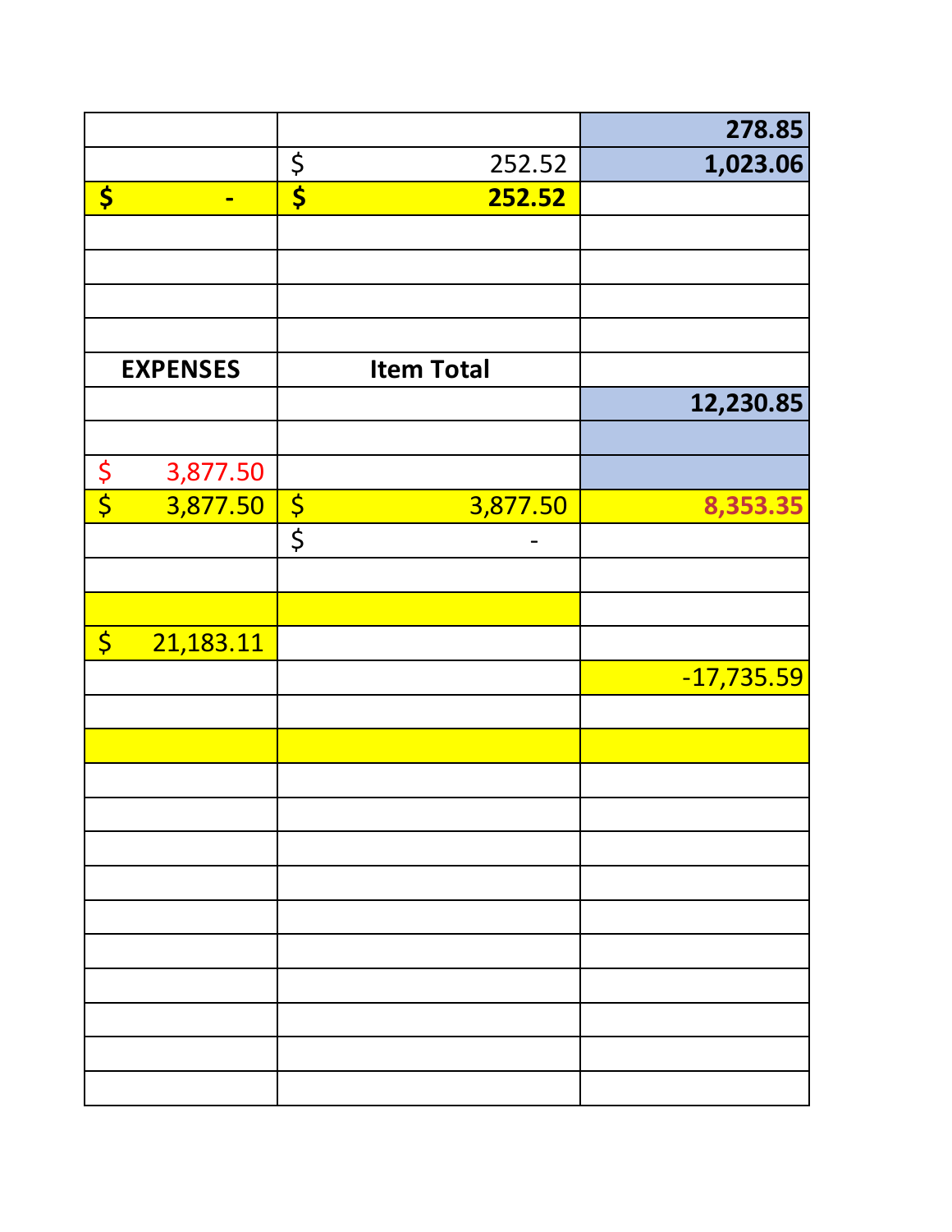| | | |
|---|---|---|
| | | 278.85 |
| | $ 252.52 | 1,023.06 |
| **$ -** | **$ 252.52** | |
| | | |
| | | |
| | | |
| | | |
| **EXPENSES** | **Item Total** | |
| | | 12,230.85 |
| | | |
| $ 3,877.50 | | |
| $ 3,877.50 | $ 3,877.50 | 8,353.35 |
| | $ - | |
| | | |
| | | |
| $ 21,183.11 | | |
| | | -17,735.59 |
| | | |
| | | |
| | | |
| | | |
| | | |
| | | |
| | | |
| | | |
| | | |
| | | |
| | | |
| | | |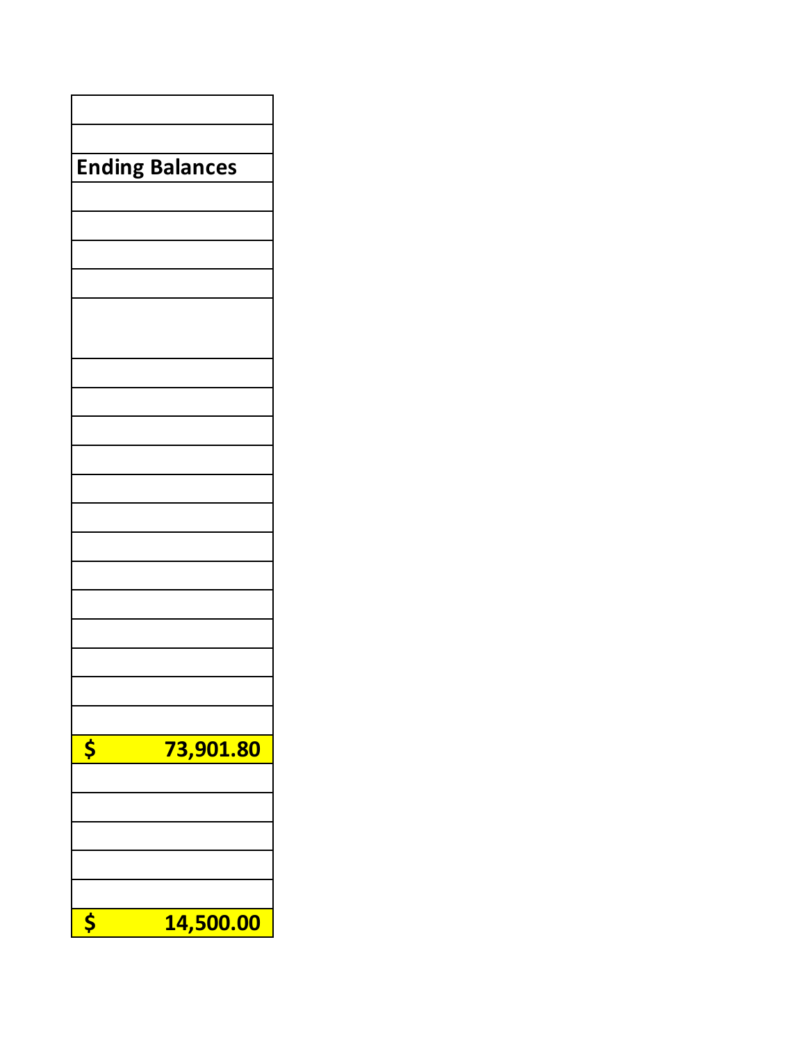| |
|---|
| |
| **Ending Balances** |
| |
| |
| |
| |
| |
| |
| |
| |
| |
| |
| |
| |
| |
| |
| |
| |
| **$ 73,901.80** |
| |
| |
| |
| |
| |
| **$ 14,500.00** |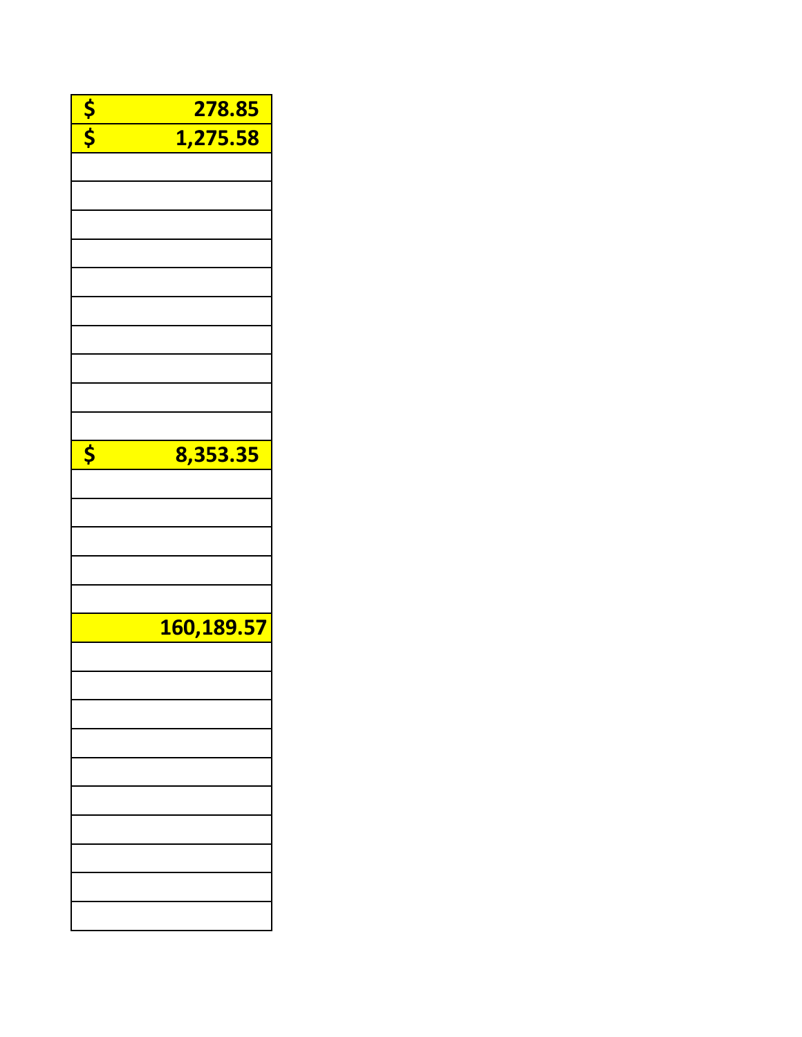| |
|---|
| $ 278.85 |
| $ 1,275.58 |
| |
| |
| |
| |
| |
| |
| |
| |
| |
| |
| $ 8,353.35 |
| |
| |
| |
| |
| |
| 160,189.57 |
| |
| |
| |
| |
| |
| |
| |
| |
| |
| |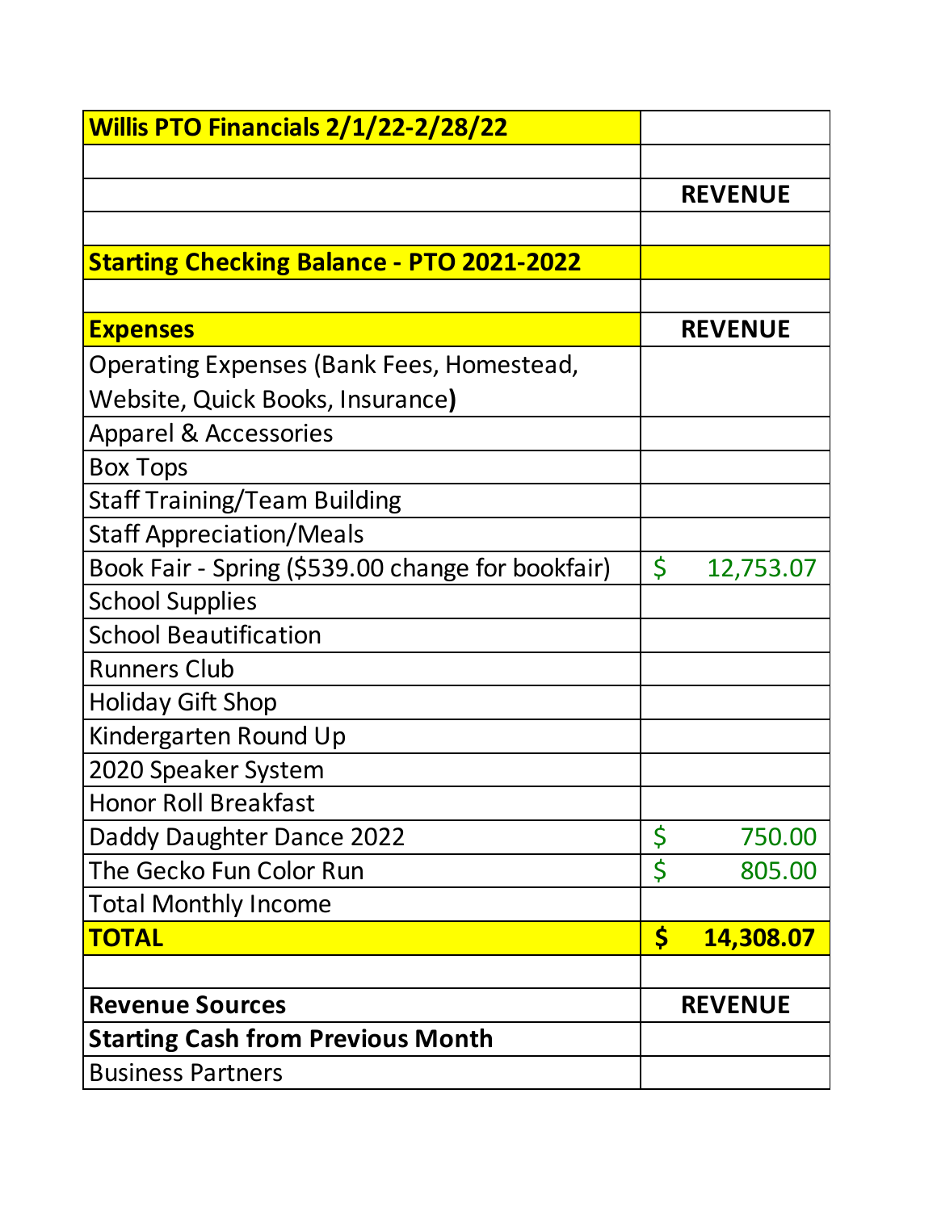| **Willis PTO Financials 2/1/22-2/28/22** | |
|---|---|
| | |
| | **REVENUE** |
| | |
| **Starting Checking Balance - PTO 2021-2022** | |
| | |
| **Expenses** | **REVENUE** |
| Operating Expenses (Bank Fees, Homestead, Website, Quick Books, Insurance**)** | |
| Apparel & Accessories | |
| Box Tops | |
| Staff Training/Team Building | |
| Staff Appreciation/Meals | |
| Book Fair - Spring ($539.00 change for bookfair) | $ 12,753.07 |
| School Supplies | |
| School Beautification | |
| Runners Club | |
| Holiday Gift Shop | |
| Kindergarten Round Up | |
| 2020 Speaker System | |
| Honor Roll Breakfast | |
| Daddy Daughter Dance 2022 | $ 750.00 |
| The Gecko Fun Color Run | $ 805.00 |
| Total Monthly Income | |
| **TOTAL** | **$ 14,308.07** |
| | |
| **Revenue Sources** | **REVENUE** |
| **Starting Cash from Previous Month** | |
| Business Partners | |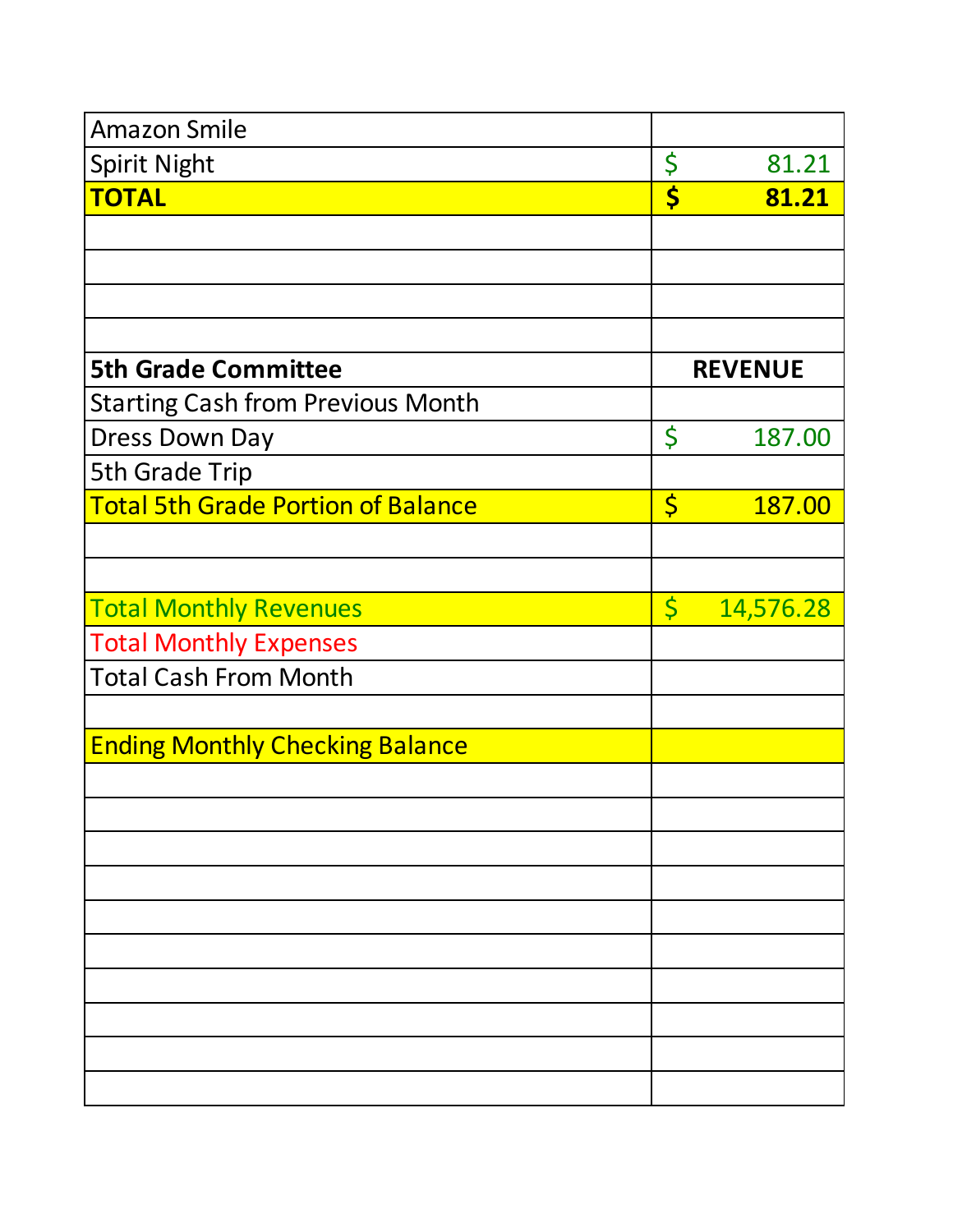| | |
|---|---|
| Amazon Smile | |
| Spirit Night | $ 81.21 |
| **TOTAL** | **$ 81.21** |
| | |
| | |
| | |
| | |
| **5th Grade Committee** | **REVENUE** |
| Starting Cash from Previous Month | |
| Dress Down Day | $ 187.00 |
| 5th Grade Trip | |
| Total 5th Grade Portion of Balance | $ 187.00 |
| | |
| | |
| Total Monthly Revenues | $ 14,576.28 |
| Total Monthly Expenses | |
| Total Cash From Month | |
| | |
| Ending Monthly Checking Balance | |
| | |
| | |
| | |
| | |
| | |
| | |
| | |
| | |
| | |
| | |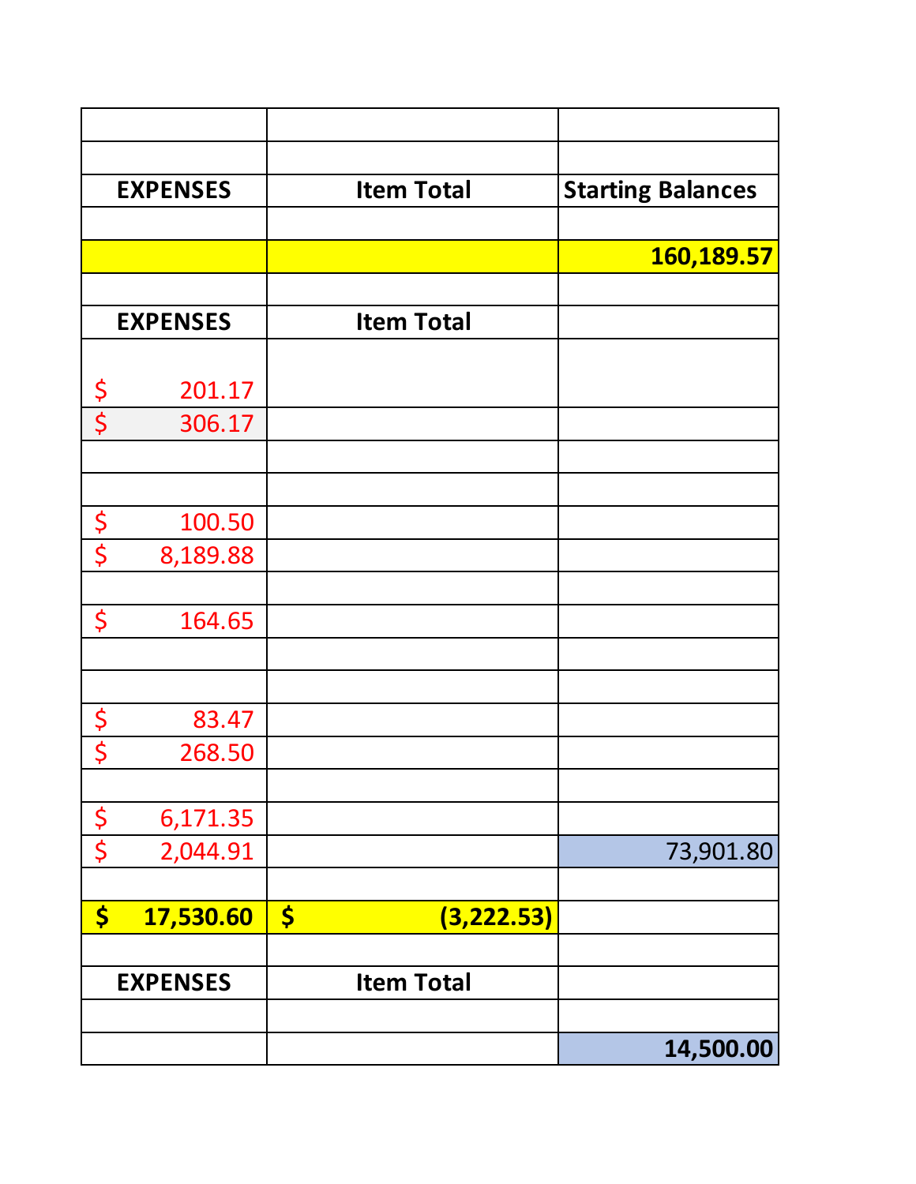| | | |
|---|---|---|
| | | |
| **EXPENSES** | **Item Total** | **Starting Balances** |
| | | |
| | | **160,189.57** |
| | | |
| **EXPENSES** | **Item Total** | |
| $ 201.17 | | |
| $ 306.17 | | |
| | | |
| | | |
| $ 100.50 | | |
| $ 8,189.88 | | |
| | | |
| $ 164.65 | | |
| | | |
| | | |
| $ 83.47 | | |
| $ 268.50 | | |
| | | |
| $ 6,171.35 | | |
| $ 2,044.91 | | 73,901.80 |
| | | |
| **$ 17,530.60** | **$ (3,222.53)** | |
| | | |
| **EXPENSES** | **Item Total** | |
| | | |
| | | **14,500.00** |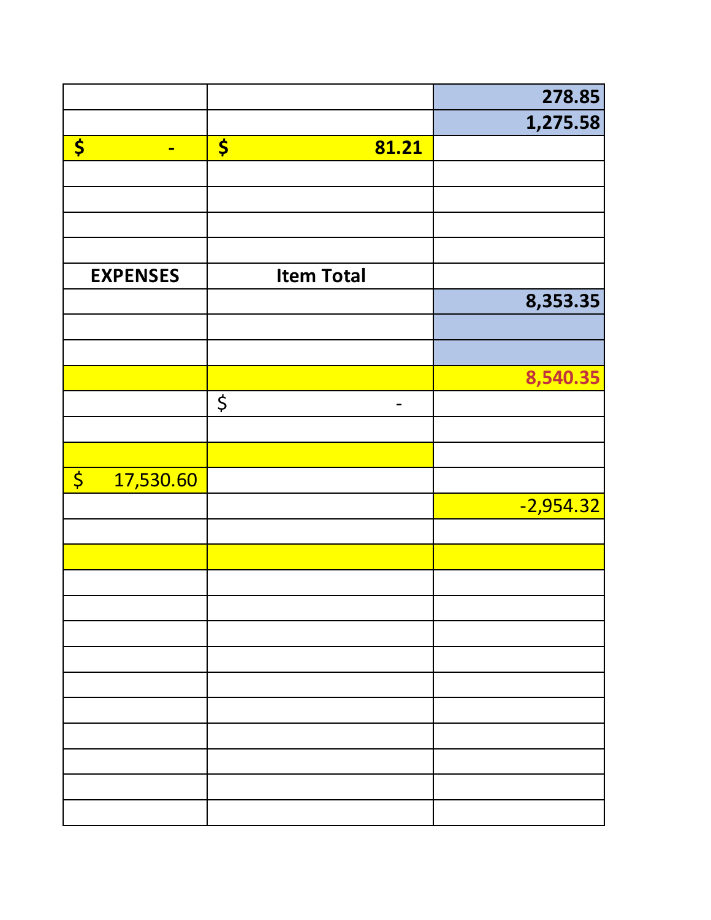| | | |
|---|---|---|
| | | **278.85** |
| | | **1,275.58** |
| **$ -** | **$ 81.21** | |
| | | |
| | | |
| | | |
| | | |
| **EXPENSES** | **Item Total** | |
| | | **8,353.35** |
| | | |
| | | |
| | | **8,540.35** |
| | $ - | |
| | | |
| | | |
| $ 17,530.60 | | |
| | | -2,954.32 |
| | | |
| | | |
| | | |
| | | |
| | | |
| | | |
| | | |
| | | |
| | | |
| | | |
| | | |
| | | |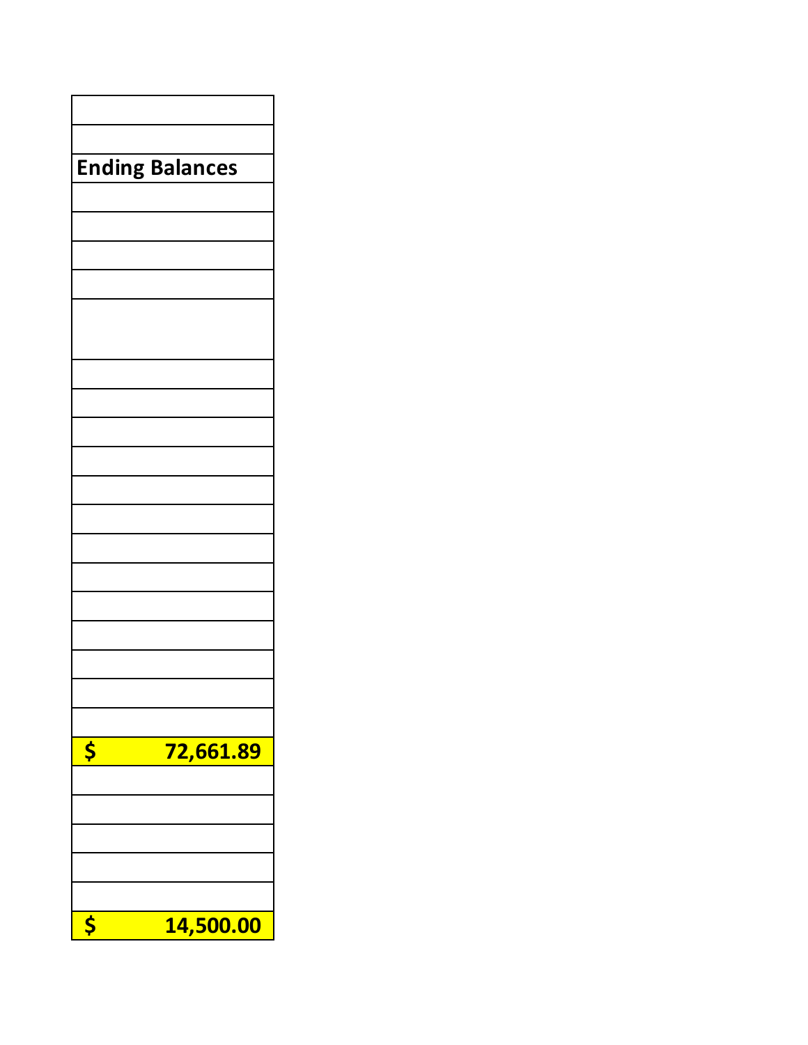| |
|---|
| |
| **Ending Balances** |
| |
| |
| |
| |
| |
| |
| |
| |
| |
| |
| |
| |
| |
| |
| |
| |
| |
| **$ 72,661.89** |
| |
| |
| |
| |
| |
| **$ 14,500.00** |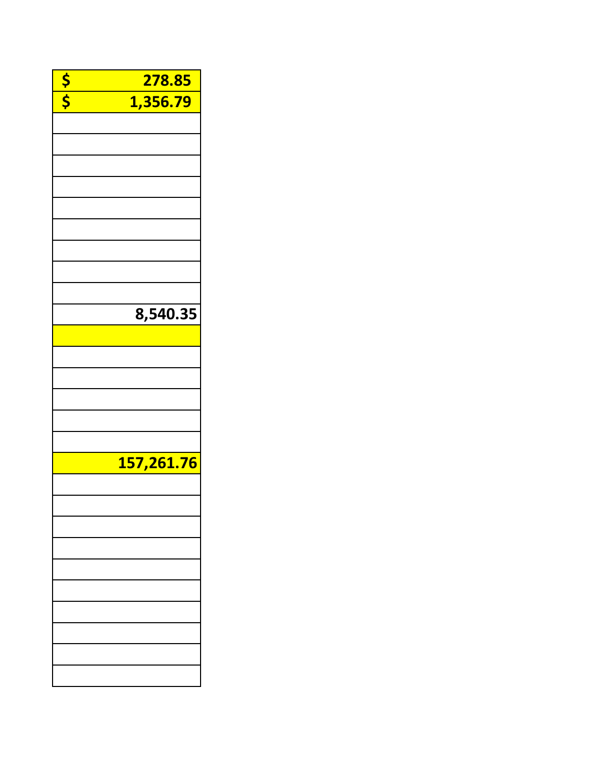| | |
|---|---|
| $ | 278.85 |
| $ | 1,356.79 |
| | |
| | |
| | |
| | |
| | |
| | |
| | |
| | |
| | |
| | 8,540.35 |
| | |
| | |
| | |
| | |
| | |
| | |
| | 157,261.76 |
| | |
| | |
| | |
| | |
| | |
| | |
| | |
| | |
| | |
| | |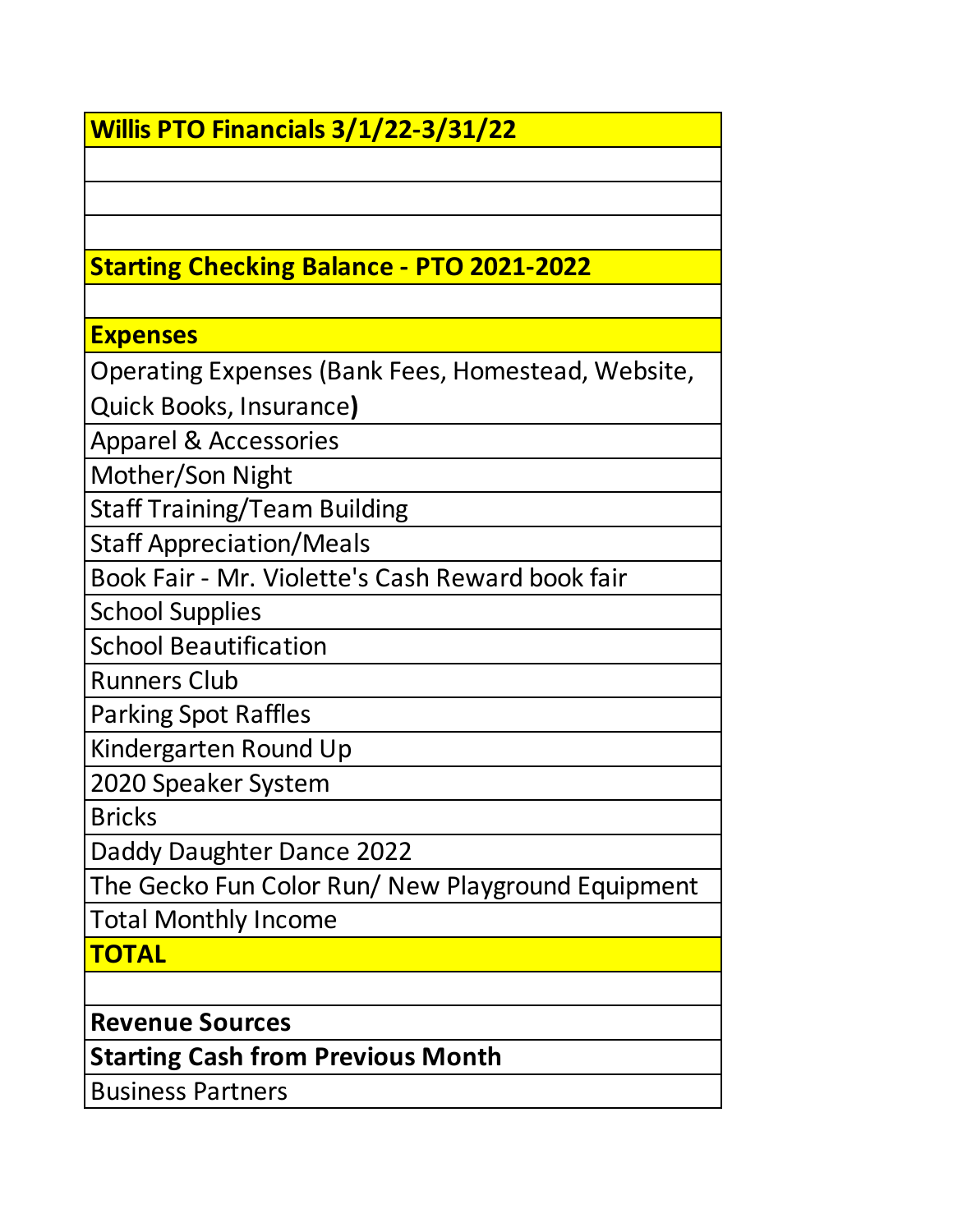| **Willis PTO Financials 3/1/22-3/31/22** |
|---|
| |
| |
| |
| **Starting Checking Balance - PTO 2021-2022** |
| |
| **Expenses** |
| Operating Expenses (Bank Fees, Homestead, Website, Quick Books, Insurance**)** |
| Apparel & Accessories |
| Mother/Son Night |
| Staff Training/Team Building |
| Staff Appreciation/Meals |
| Book Fair - Mr. Violette's Cash Reward book fair |
| School Supplies |
| School Beautification |
| Runners Club |
| Parking Spot Raffles |
| Kindergarten Round Up |
| 2020 Speaker System |
| Bricks |
| Daddy Daughter Dance 2022 |
| The Gecko Fun Color Run/ New Playground Equipment |
| Total Monthly Income |
| **TOTAL** |
| |
| **Revenue Sources** |
| **Starting Cash from Previous Month** |
| Business Partners |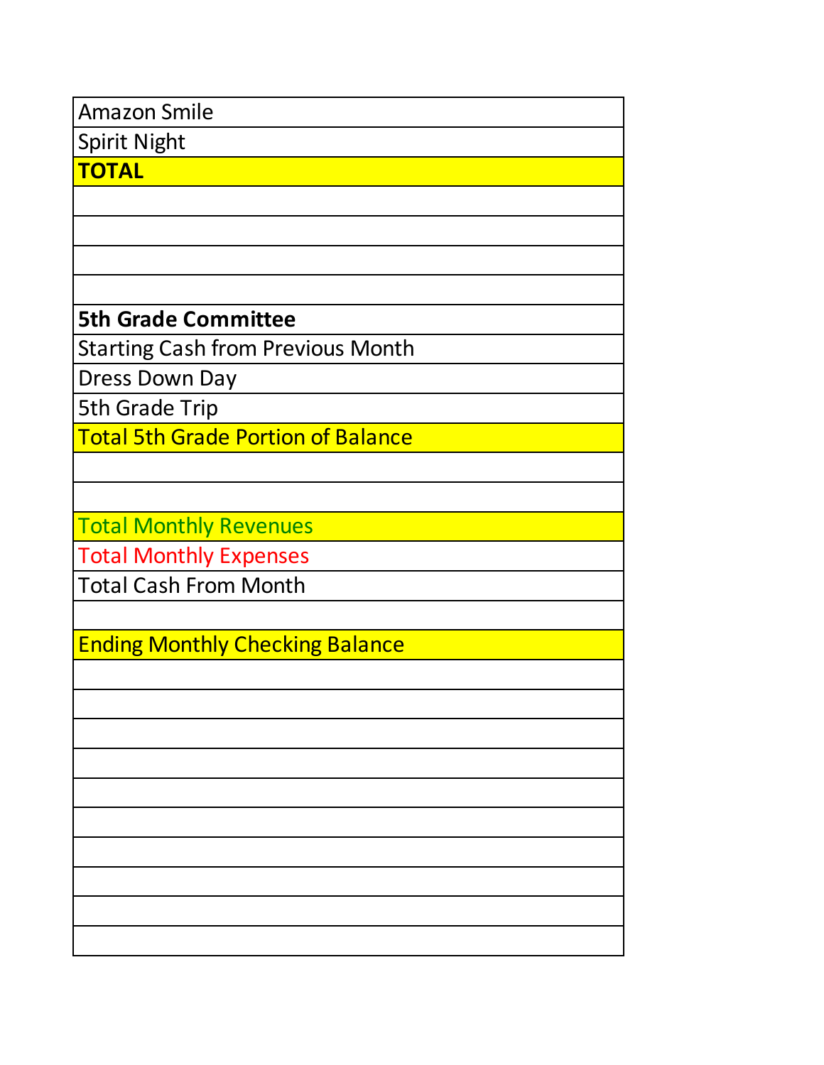| |
|---|
| Amazon Smile |
| Spirit Night |
| **TOTAL** |
| |
| |
| |
| |
| **5th Grade Committee** |
| Starting Cash from Previous Month |
| Dress Down Day |
| 5th Grade Trip |
| Total 5th Grade Portion of Balance |
| |
| |
| Total Monthly Revenues |
| Total Monthly Expenses |
| Total Cash From Month |
| |
| Ending Monthly Checking Balance |
| |
| |
| |
| |
| |
| |
| |
| |
| |
| |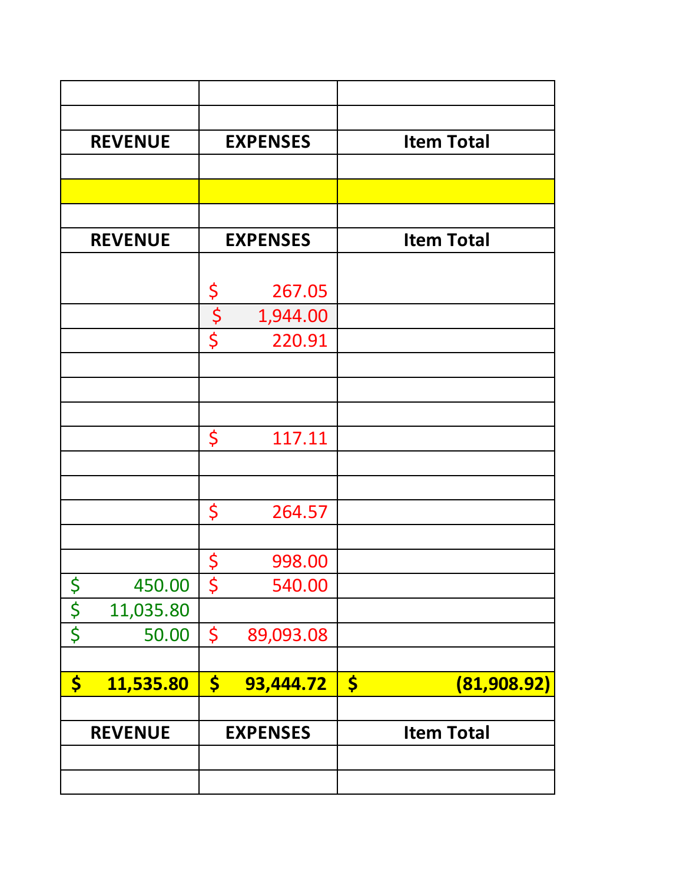| | | |
|---|---|---|
| | | |
| REVENUE | EXPENSES | Item Total |
| | | |
| | | |
| | | |
| REVENUE | EXPENSES | Item Total |
| | $ 267.05 | |
| | $ 1,944.00 | |
| | $ 220.91 | |
| | | |
| | | |
| | | |
| | $ 117.11 | |
| | | |
| | | |
| | $ 264.57 | |
| | | |
| | $ 998.00 | |
| $ 450.00 | $ 540.00 | |
| $ 11,035.80 | | |
| $ 50.00 | $ 89,093.08 | |
| | | |
| **$ 11,535.80** | **$ 93,444.72** | **$ (81,908.92)** |
| | | |
| REVENUE | EXPENSES | Item Total |
| | | |
| | | |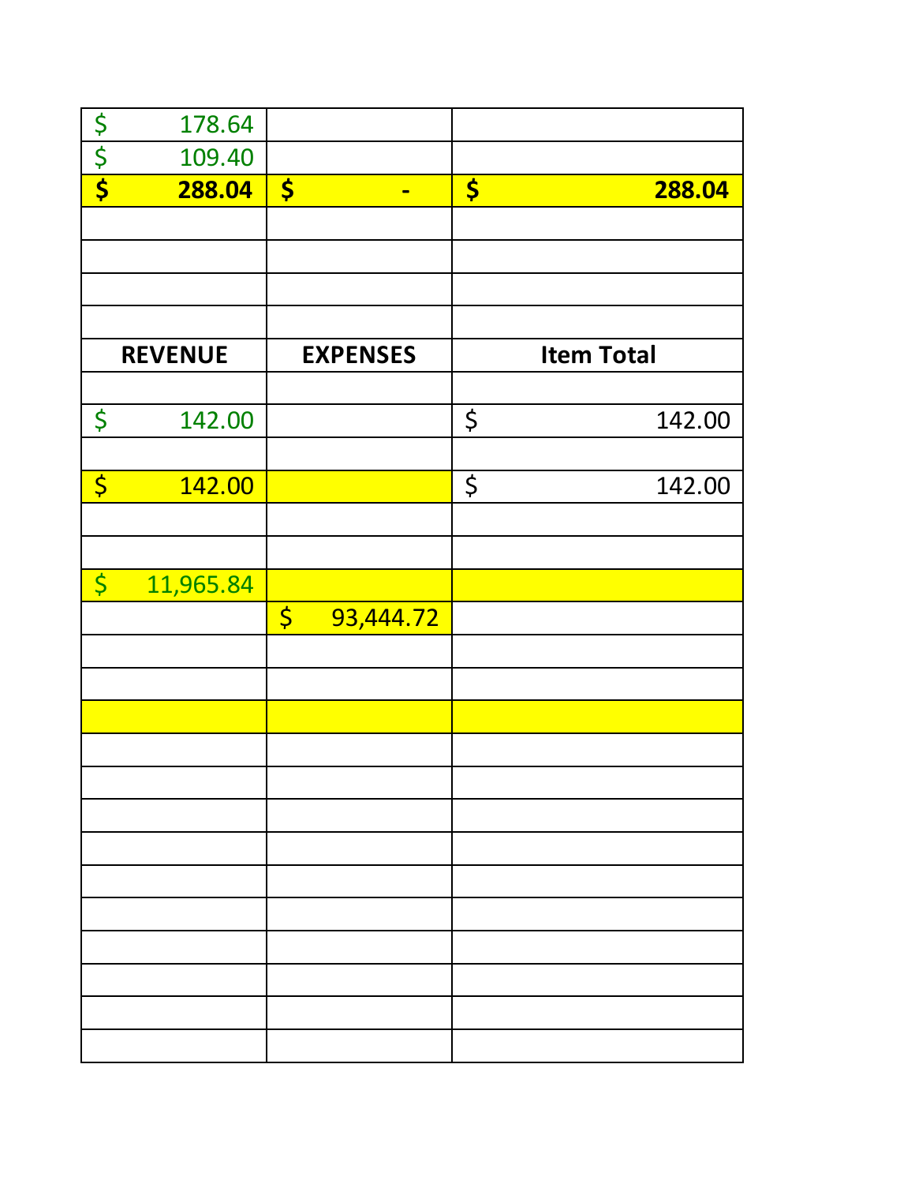| | | |
|---|---|---|
| $ 178.64 | | |
| $ 109.40 | | |
| **$ 288.04** | **$ -** | **$ 288.04** |
| | | |
| | | |
| | | |
| | | |
| **REVENUE** | **EXPENSES** | **Item Total** |
| | | |
| $ 142.00 | | $ 142.00 |
| | | |
| $ 142.00 | | $ 142.00 |
| | | |
| | | |
| $ 11,965.84 | | |
| | $ 93,444.72 | |
| | | |
| | | |
| | | |
| | | |
| | | |
| | | |
| | | |
| | | |
| | | |
| | | |
| | | |
| | | |
| | | |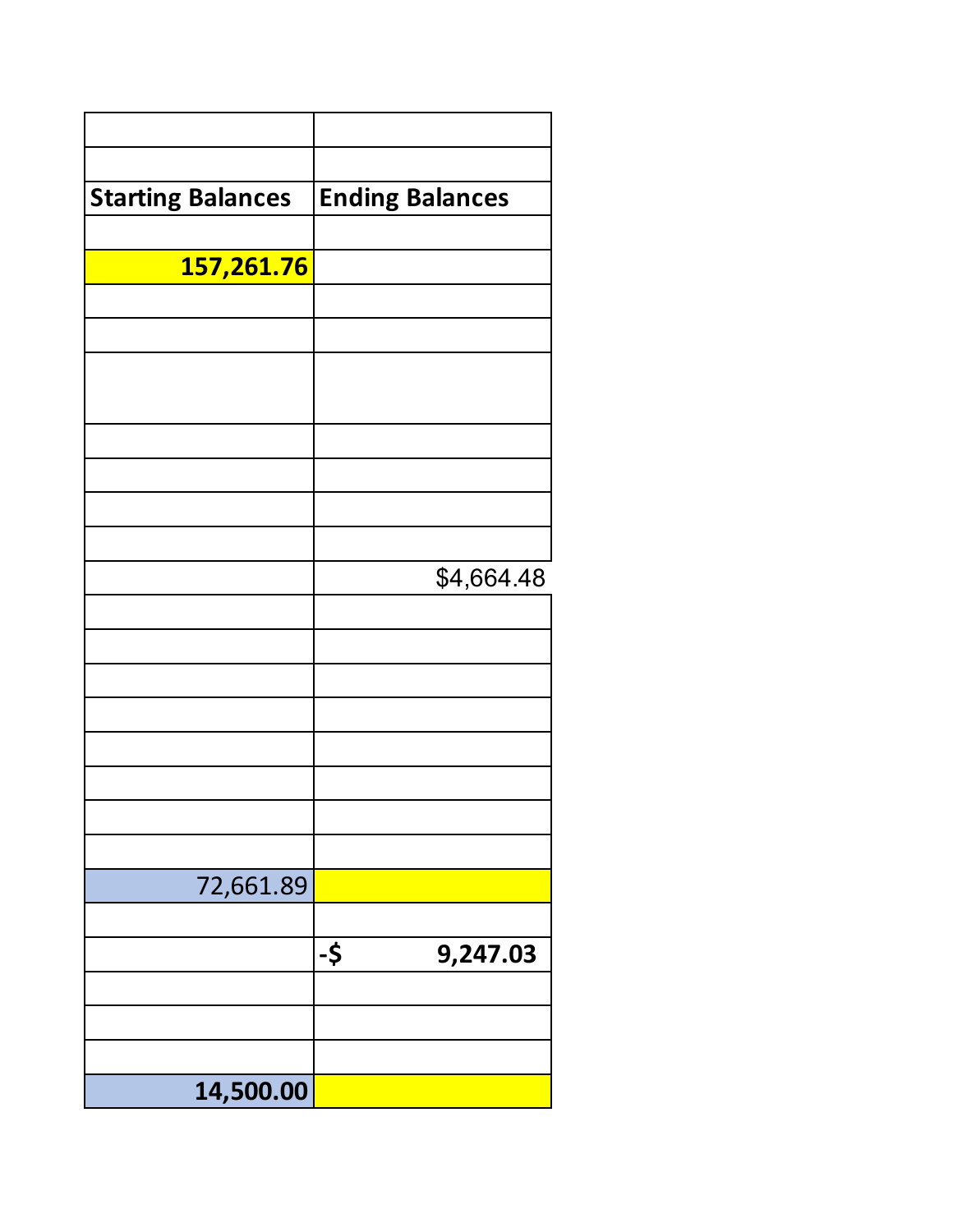| | |
|---|---|
| | |
| | |
| **Starting Balances** | **Ending Balances** |
| | |
| **157,261.76** | |
| | |
| | |
| | |
| | |
| | |
| | |
| | |
| | $4,664.48 |
| | |
| | |
| | |
| | |
| | |
| | |
| | |
| | |
| 72,661.89 | |
| | |
| | **-$ 9,247.03** |
| | |
| | |
| | |
| **14,500.00** | |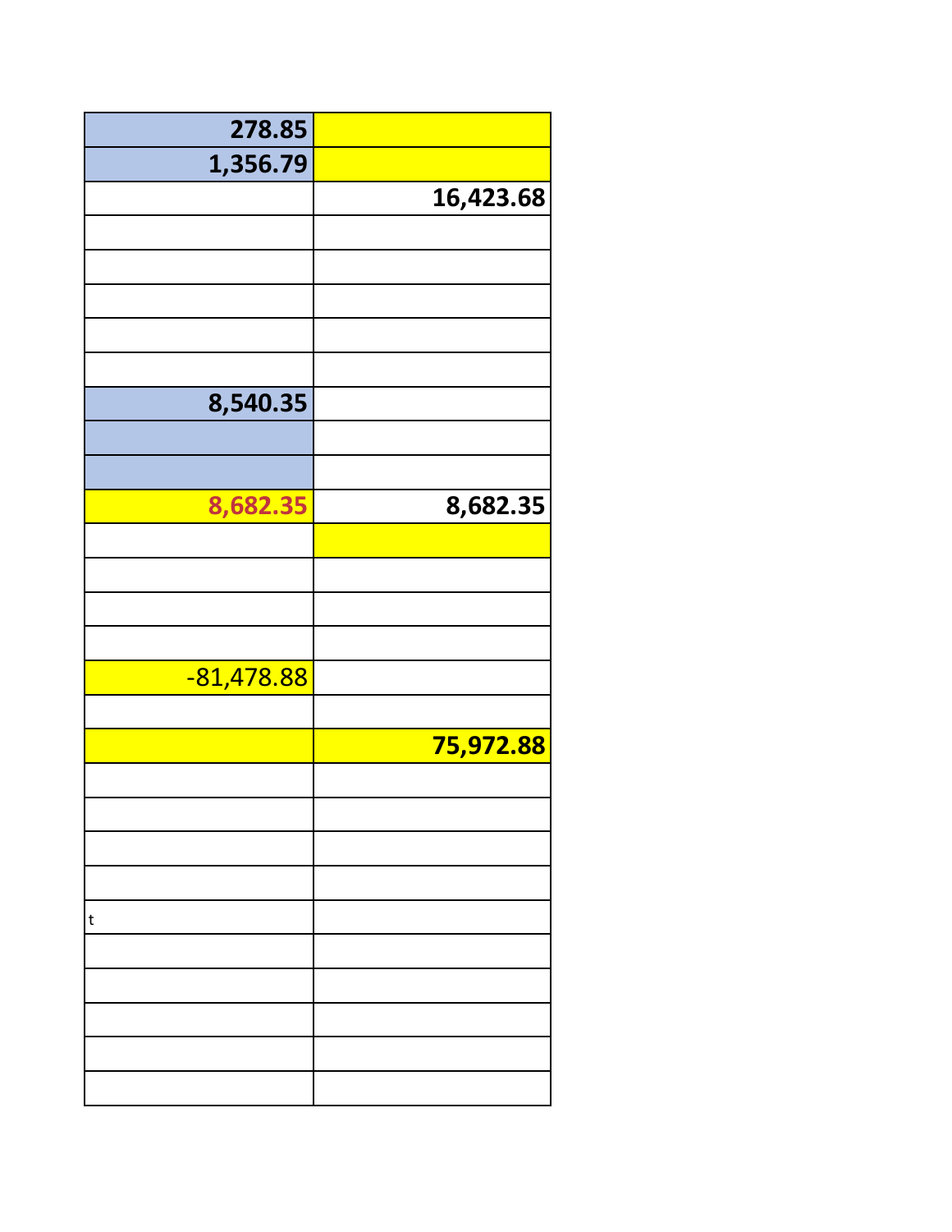| | |
|---|---|
| **278.85** | |
| **1,356.79** | |
| | **16,423.68** |
| | |
| | |
| | |
| | |
| | |
| **8,540.35** | |
| | |
| | |
| **8,682.35** | **8,682.35** |
| | |
| | |
| | |
| | |
| -81,478.88 | |
| | |
| | **75,972.88** |
| | |
| | |
| | |
| | |
| t | |
| | |
| | |
| | |
| | |
| | |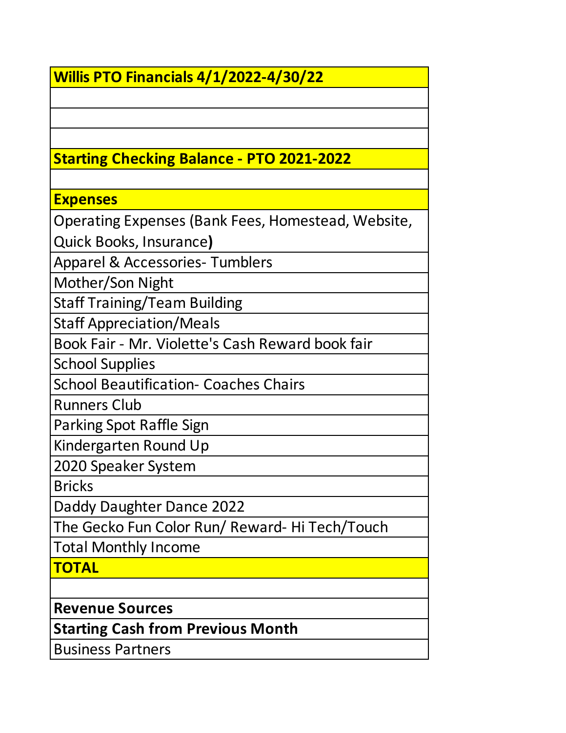| Willis PTO Financials 4/1/2022-4/30/22 |
|---|
| |
| |
| |
| **Starting Checking Balance - PTO 2021-2022** |
| |
| **Expenses** |
| Operating Expenses (Bank Fees, Homestead, Website, Quick Books, Insurance**)** |
| Apparel & Accessories- Tumblers |
| Mother/Son Night |
| Staff Training/Team Building |
| Staff Appreciation/Meals |
| Book Fair - Mr. Violette's Cash Reward book fair |
| School Supplies |
| School Beautification- Coaches Chairs |
| Runners Club |
| Parking Spot Raffle Sign |
| Kindergarten Round Up |
| 2020 Speaker System |
| Bricks |
| Daddy Daughter Dance 2022 |
| The Gecko Fun Color Run/ Reward- Hi Tech/Touch |
| Total Monthly Income |
| **TOTAL** |
| |
| **Revenue Sources** |
| **Starting Cash from Previous Month** |
| Business Partners |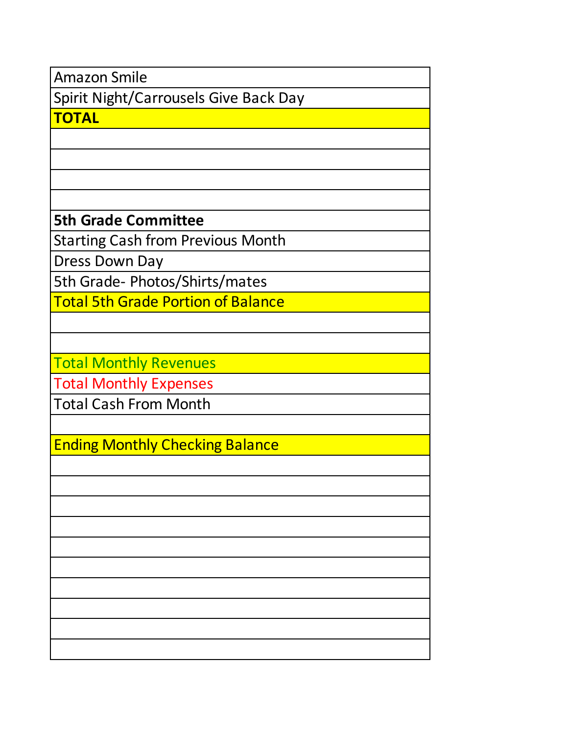| |
|---|
| Amazon Smile |
| Spirit Night/Carrousels Give Back Day |
| **TOTAL** |
| |
| |
| |
| |
| **5th Grade Committee** |
| Starting Cash from Previous Month |
| Dress Down Day |
| 5th Grade- Photos/Shirts/mates |
| Total 5th Grade Portion of Balance |
| |
| |
| Total Monthly Revenues |
| Total Monthly Expenses |
| Total Cash From Month |
| |
| Ending Monthly Checking Balance |
| |
| |
| |
| |
| |
| |
| |
| |
| |
| |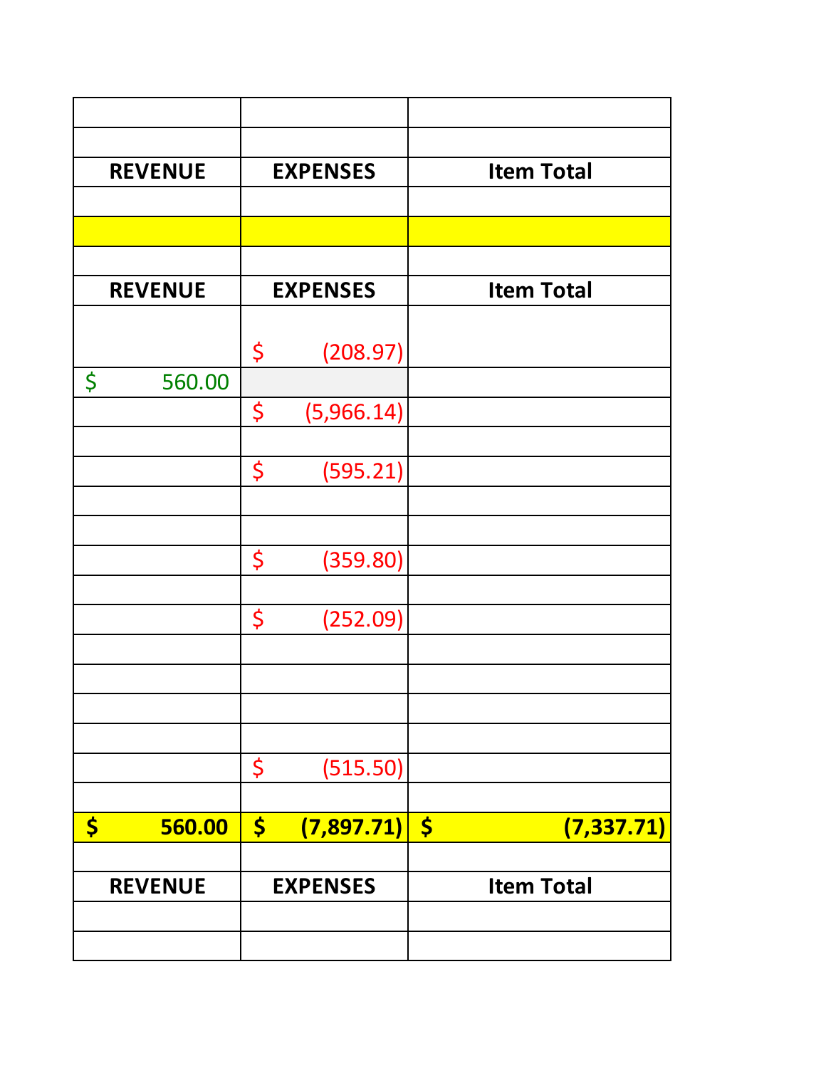| | | |
|---|---|---|
| | | |
| **REVENUE** | **EXPENSES** | **Item Total** |
| | | |
| | | |
| | | |
| **REVENUE** | **EXPENSES** | **Item Total** |
| | $ (208.97) | |
| $ 560.00 | | |
| | $ (5,966.14) | |
| | | |
| | $ (595.21) | |
| | | |
| | | |
| | $ (359.80) | |
| | | |
| | $ (252.09) | |
| | | |
| | | |
| | | |
| | | |
| | $ (515.50) | |
| | | |
| **$ 560.00** | **$ (7,897.71)** | **$ (7,337.71)** |
| | | |
| **REVENUE** | **EXPENSES** | **Item Total** |
| | | |
| | | |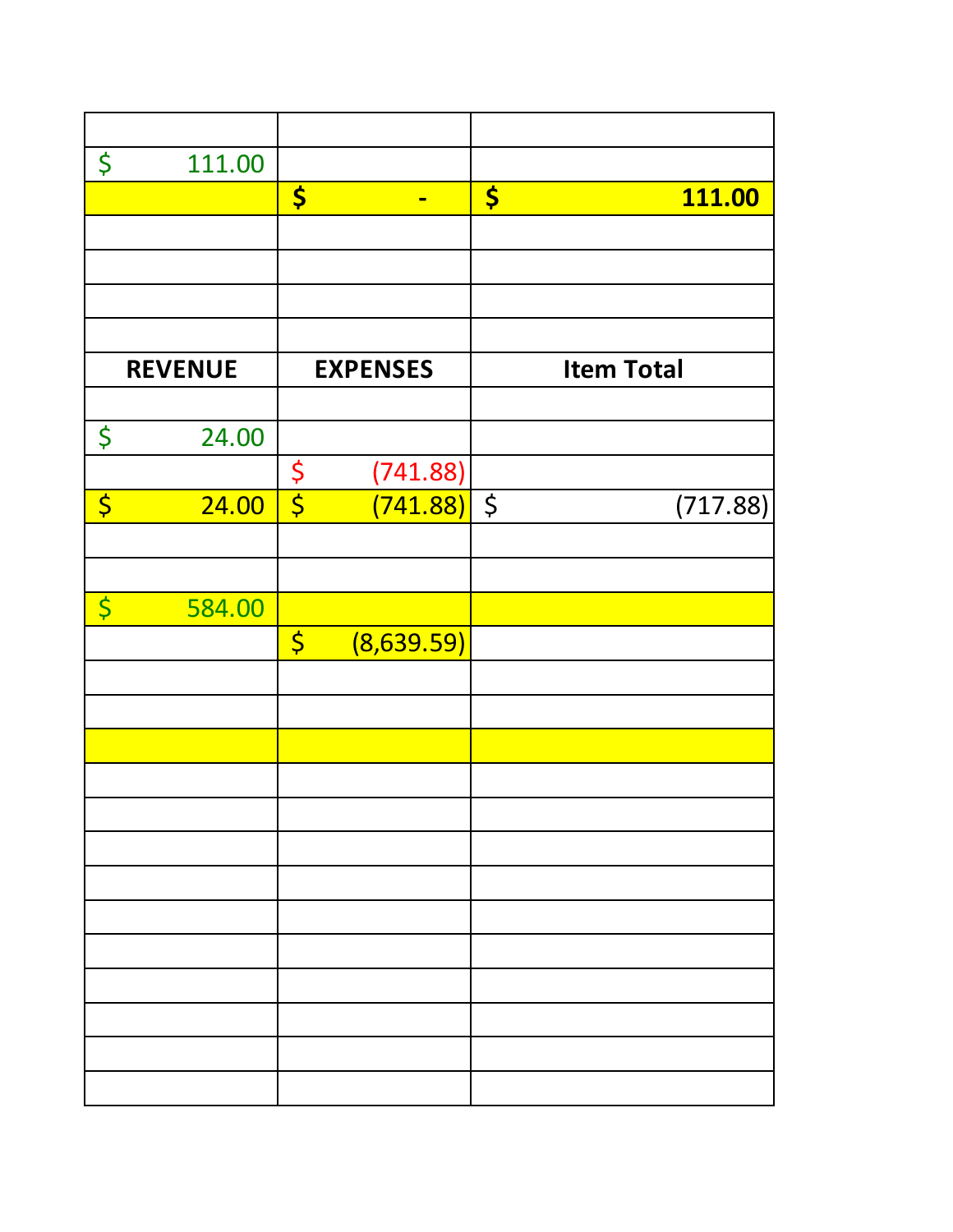| | | |
|---|---|---|
| | | |
| $ 111.00 | | |
| | $ - | $ 111.00 |
| | | |
| | | |
| | | |
| | | |
| **REVENUE** | **EXPENSES** | **Item Total** |
| | | |
| $ 24.00 | | |
| | $ (741.88) | |
| $ 24.00 | $ (741.88) | $ (717.88) |
| | | |
| | | |
| $ 584.00 | | |
| | $ (8,639.59) | |
| | | |
| | | |
| | | |
| | | |
| | | |
| | | |
| | | |
| | | |
| | | |
| | | |
| | | |
| | | |
| | | |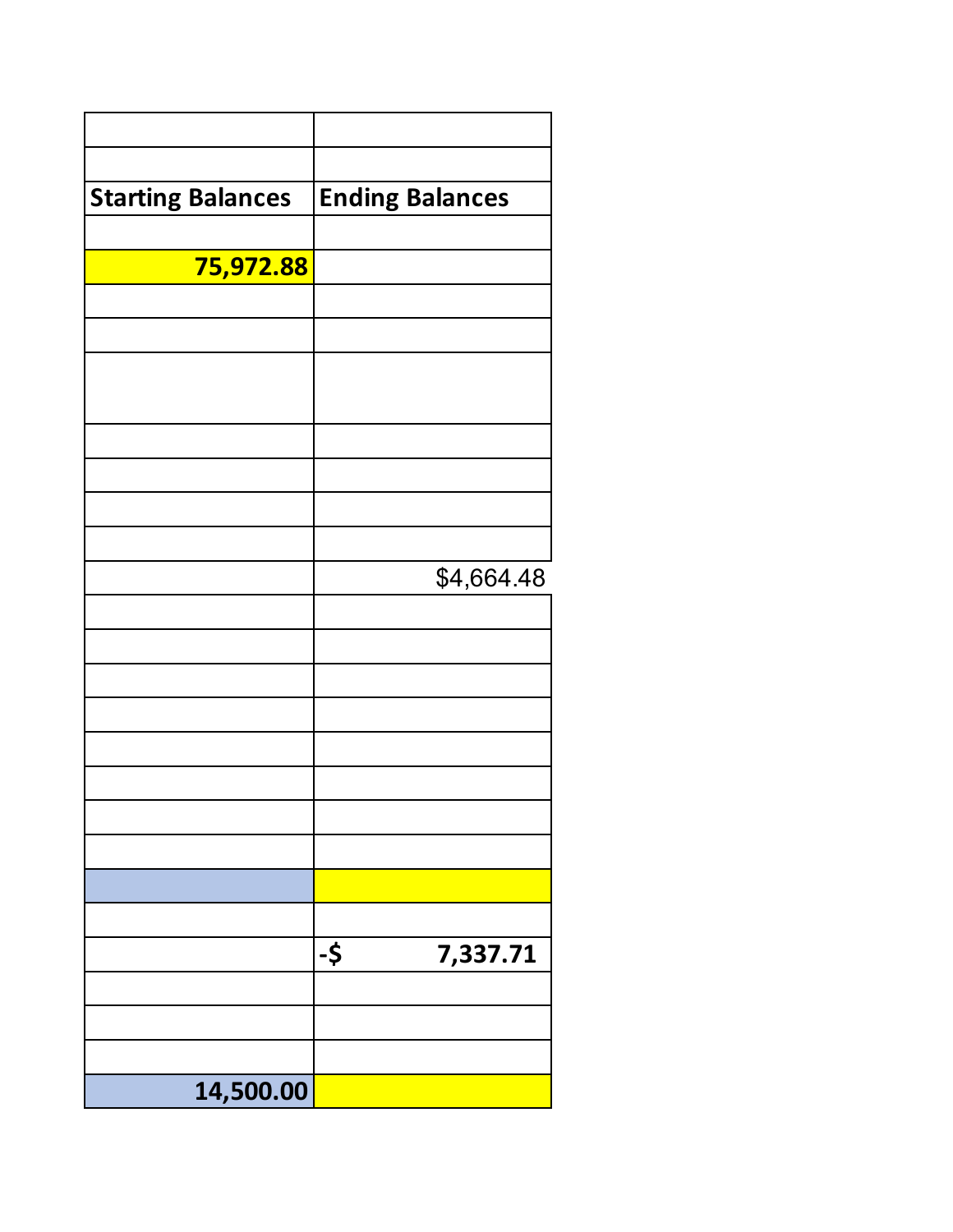| | |
|---|---|
| | |
| **Starting Balances** | **Ending Balances** |
| | |
| **75,972.88** | |
| | |
| | |
| | |
| | |
| | |
| | |
| | |
| | $4,664.48 |
| | |
| | |
| | |
| | |
| | |
| | |
| | |
| | |
| | |
| | |
| | **-$ 7,337.71** |
| | |
| | |
| | |
| **14,500.00** | |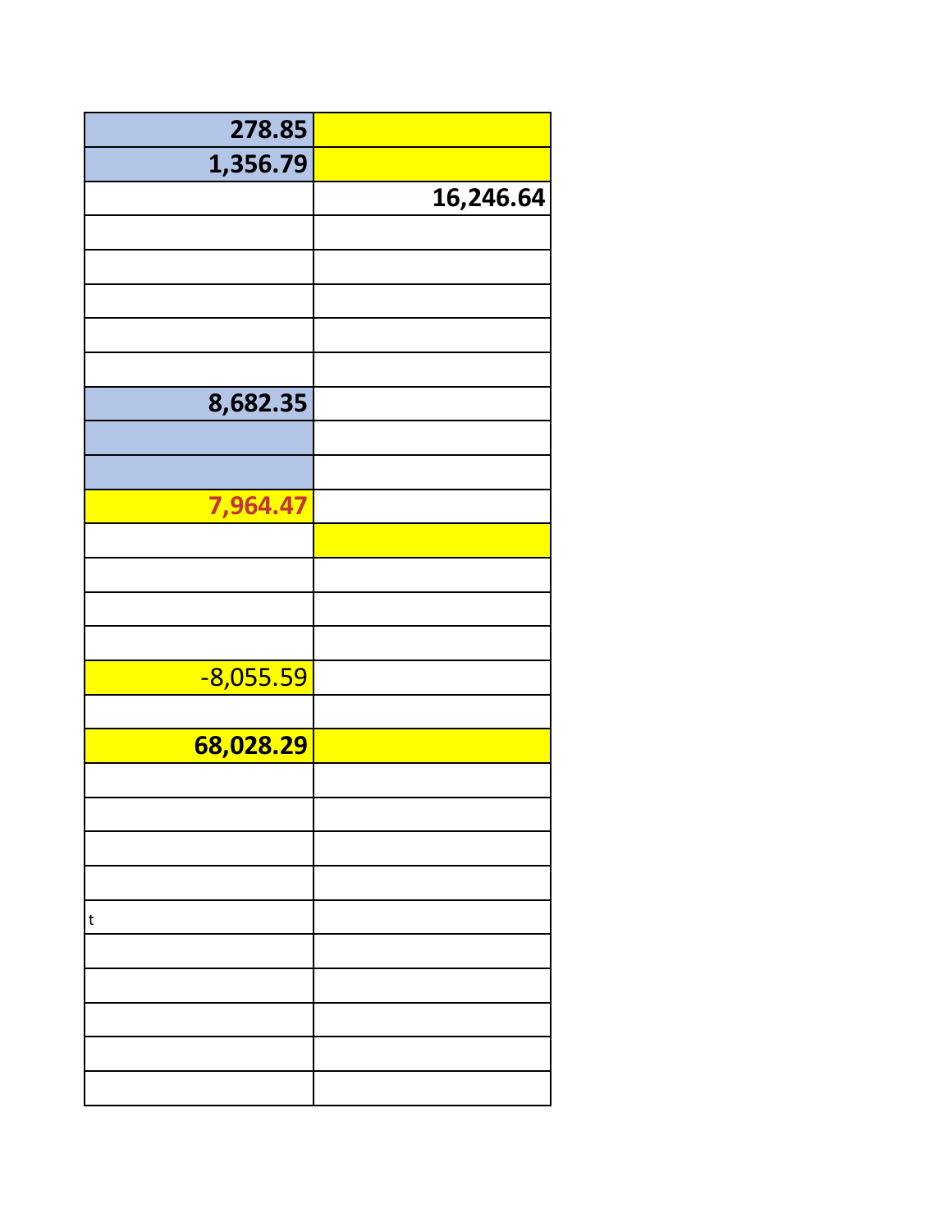| | |
|---|---|
| 278.85 | |
| 1,356.79 | |
| | 16,246.64 |
| | |
| | |
| | |
| | |
| | |
| 8,682.35 | |
| | |
| | |
| 7,964.47 | |
| | |
| | |
| | |
| | |
| -8,055.59 | |
| | |
| 68,028.29 | |
| | |
| | |
| | |
| | |
| t | |
| | |
| | |
| | |
| | |
| | |